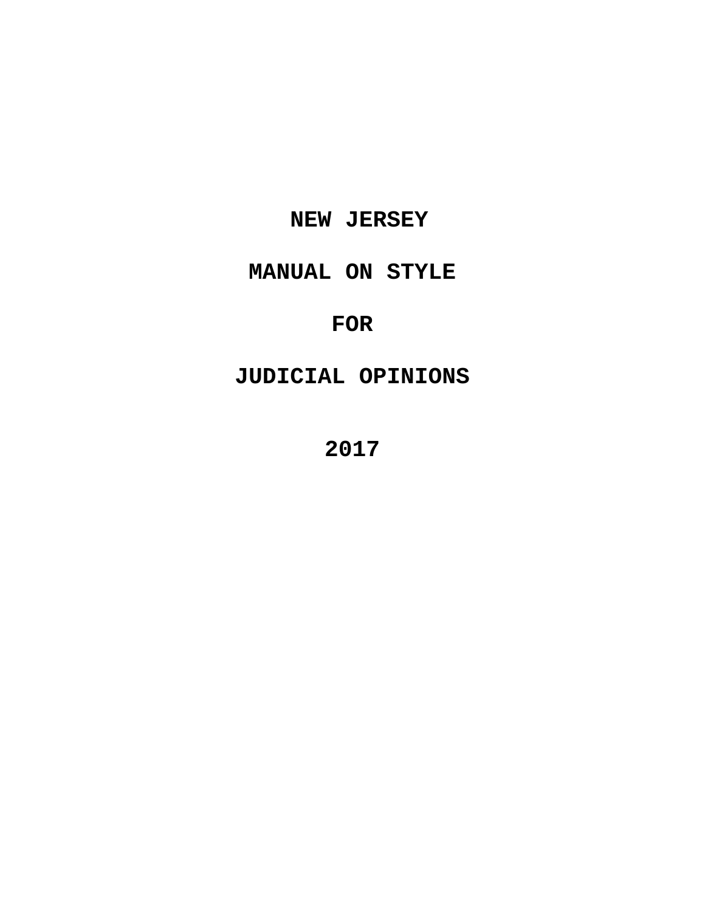# NEW JERSEY

# MANUAL ON STYLE

# FOR

# JUDICIAL OPINIONS

# 2017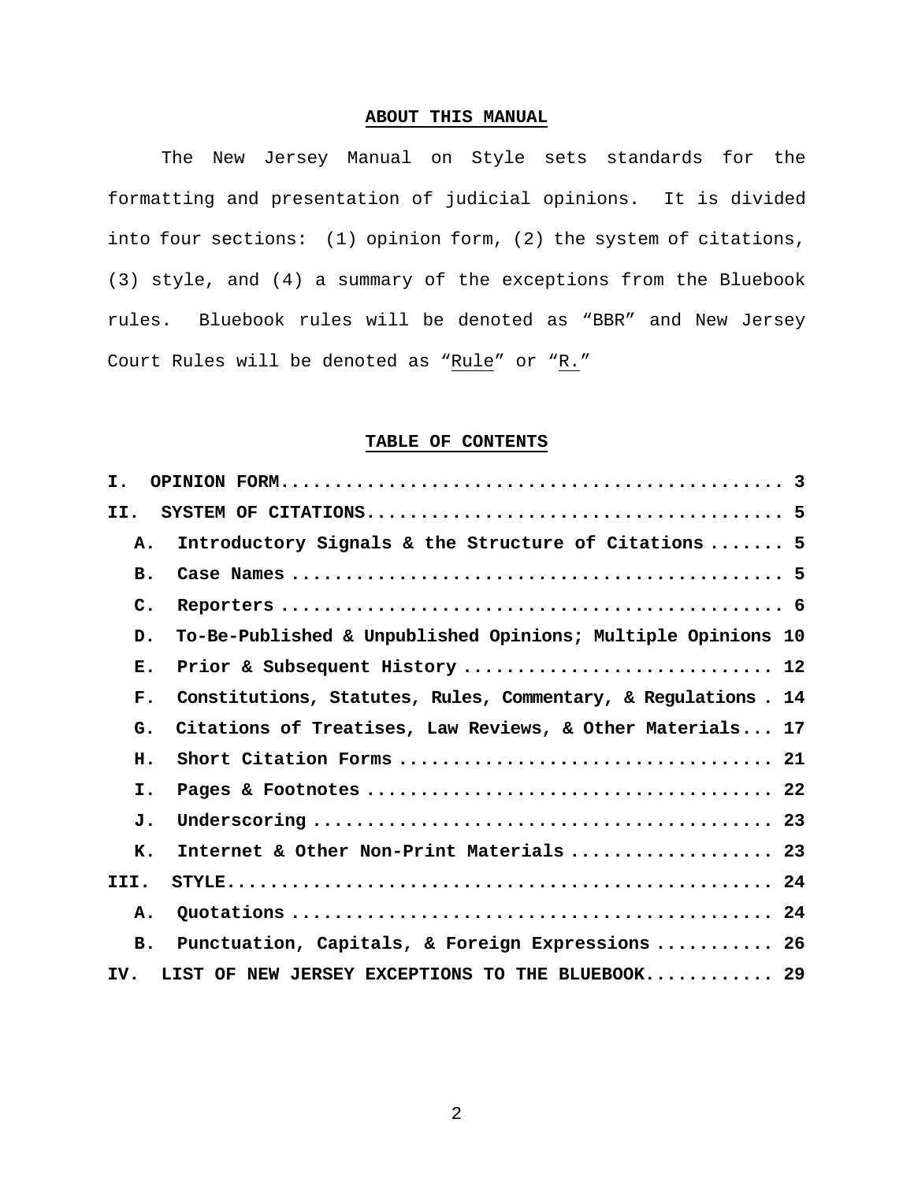## ABOUT THIS MANUAL

The New Jersey Manual on Style sets standards for the formatting and presentation of judicial opinions. It is divided into four sections: (1) opinion form, (2) the system of citations, (3) style, and (4) a summary of the exceptions from the Bluebook rules. Bluebook rules will be denoted as "BBR" and New Jersey Court Rules will be denoted as "Rule" or "R."

## TABLE OF CONTENTS

**I. OPINION FORM** .................................................. 3

**II. SYSTEM OF CITATIONS** .......................................... 5

- **A. Introductory Signals & the Structure of Citations** ....... 5
- **B. Case Names** ............................................... 5
- **C. Reporters** ................................................ 6
- **D. To-Be-Published & Unpublished Opinions; Multiple Opinions** 10
- **E. Prior & Subsequent History** ............................. 12
- **F. Constitutions, Statutes, Rules, Commentary, & Regulations** . 14
- **G. Citations of Treatises, Law Reviews, & Other Materials** ... 17
- **H. Short Citation Forms** .................................... 21
- **I. Pages & Footnotes** ....................................... 22
- **J. Underscoring** ............................................ 23
- **K. Internet & Other Non-Print Materials** ................... 23

**III. STYLE** ........................................................ 24

- **A. Quotations** .............................................. 24
- **B. Punctuation, Capitals, & Foreign Expressions** ........... 26

**IV. LIST OF NEW JERSEY EXCEPTIONS TO THE BLUEBOOK** ........... 29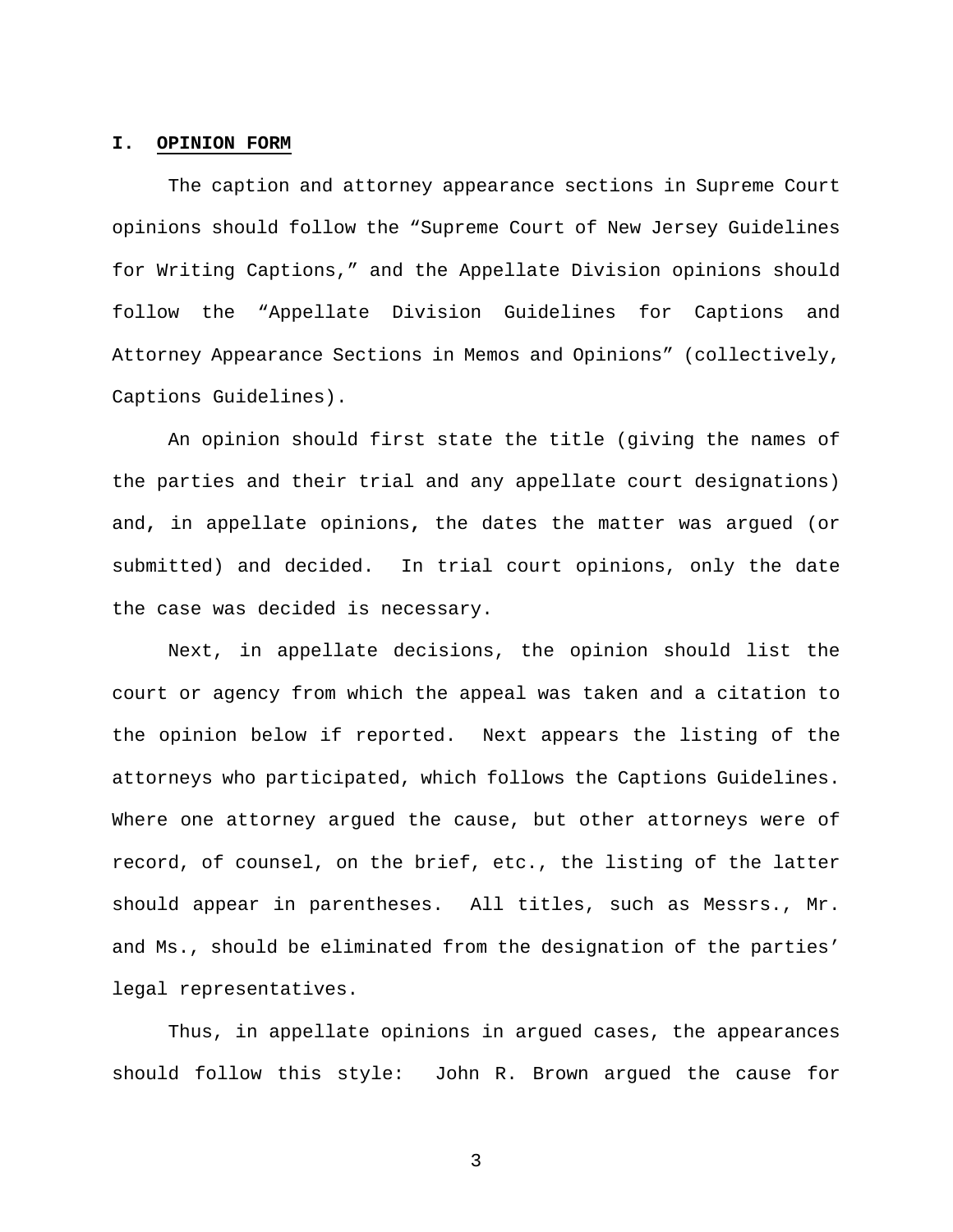## I. OPINION FORM

The caption and attorney appearance sections in Supreme Court opinions should follow the "Supreme Court of New Jersey Guidelines for Writing Captions," and the Appellate Division opinions should follow the "Appellate Division Guidelines for Captions and Attorney Appearance Sections in Memos and Opinions" (collectively, Captions Guidelines).

An opinion should first state the title (giving the names of the parties and their trial and any appellate court designations) and, in appellate opinions, the dates the matter was argued (or submitted) and decided. In trial court opinions, only the date the case was decided is necessary.

Next, in appellate decisions, the opinion should list the court or agency from which the appeal was taken and a citation to the opinion below if reported. Next appears the listing of the attorneys who participated, which follows the Captions Guidelines. Where one attorney argued the cause, but other attorneys were of record, of counsel, on the brief, etc., the listing of the latter should appear in parentheses. All titles, such as Messrs., Mr. and Ms., should be eliminated from the designation of the parties' legal representatives.

Thus, in appellate opinions in argued cases, the appearances should follow this style: John R. Brown argued the cause for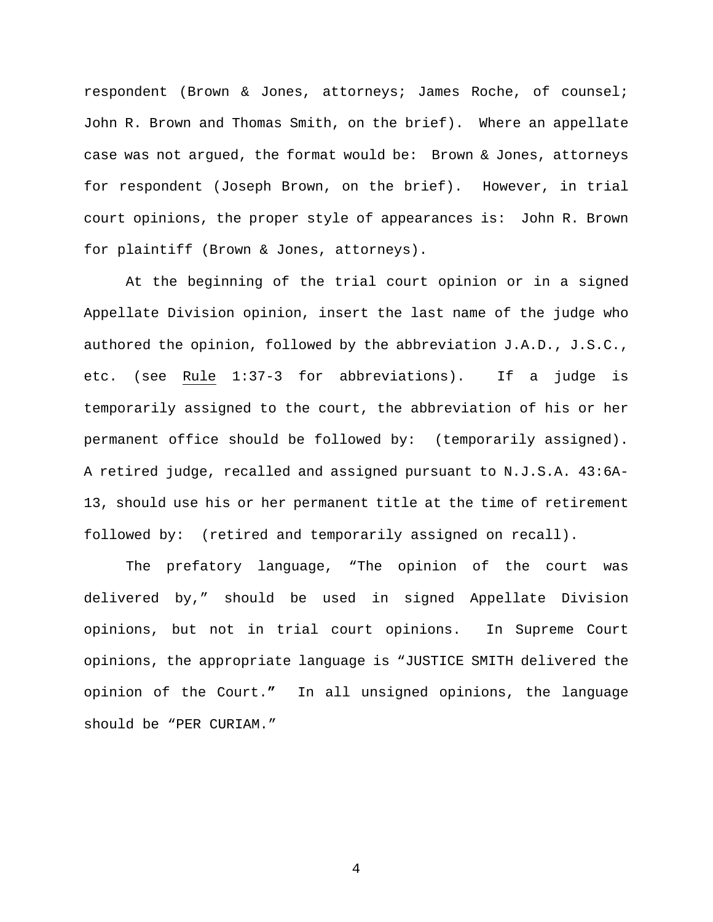respondent (Brown & Jones, attorneys; James Roche, of counsel; John R. Brown and Thomas Smith, on the brief). Where an appellate case was not argued, the format would be: Brown & Jones, attorneys for respondent (Joseph Brown, on the brief). However, in trial court opinions, the proper style of appearances is: John R. Brown for plaintiff (Brown & Jones, attorneys).

At the beginning of the trial court opinion or in a signed Appellate Division opinion, insert the last name of the judge who authored the opinion, followed by the abbreviation J.A.D., J.S.C., etc. (see <u>Rule</u> 1:37-3 for abbreviations). If a judge is temporarily assigned to the court, the abbreviation of his or her permanent office should be followed by: (temporarily assigned). A retired judge, recalled and assigned pursuant to N.J.S.A. 43:6A-13, should use his or her permanent title at the time of retirement followed by: (retired and temporarily assigned on recall).

The prefatory language, "The opinion of the court was delivered by," should be used in signed Appellate Division opinions, but not in trial court opinions. In Supreme Court opinions, the appropriate language is "JUSTICE SMITH delivered the opinion of the Court." In all unsigned opinions, the language should be "PER CURIAM."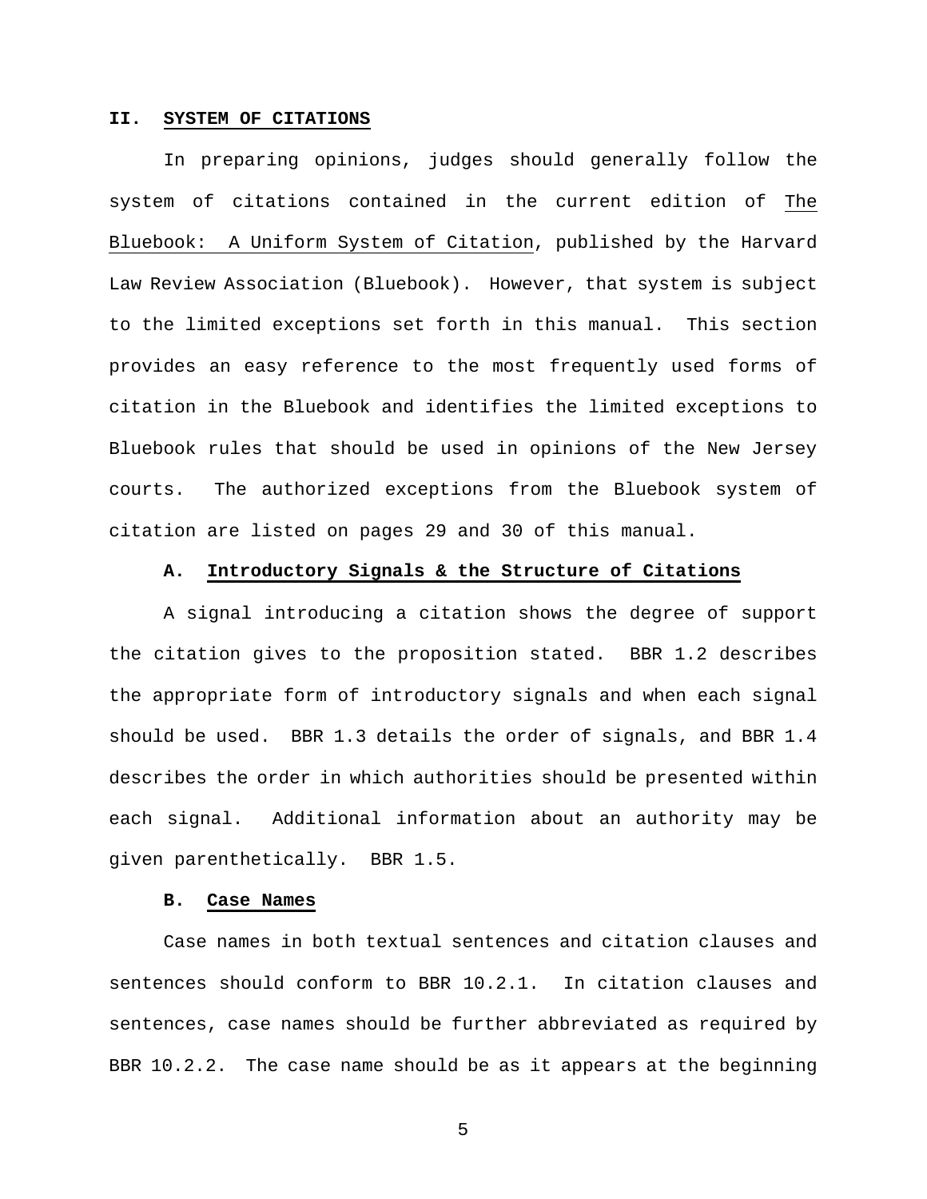## II. SYSTEM OF CITATIONS

In preparing opinions, judges should generally follow the system of citations contained in the current edition of The Bluebook: A Uniform System of Citation, published by the Harvard Law Review Association (Bluebook). However, that system is subject to the limited exceptions set forth in this manual. This section provides an easy reference to the most frequently used forms of citation in the Bluebook and identifies the limited exceptions to Bluebook rules that should be used in opinions of the New Jersey courts. The authorized exceptions from the Bluebook system of citation are listed on pages 29 and 30 of this manual.

### A. Introductory Signals & the Structure of Citations

A signal introducing a citation shows the degree of support the citation gives to the proposition stated. BBR 1.2 describes the appropriate form of introductory signals and when each signal should be used. BBR 1.3 details the order of signals, and BBR 1.4 describes the order in which authorities should be presented within each signal. Additional information about an authority may be given parenthetically. BBR 1.5.

### B. Case Names

Case names in both textual sentences and citation clauses and sentences should conform to BBR 10.2.1. In citation clauses and sentences, case names should be further abbreviated as required by BBR 10.2.2. The case name should be as it appears at the beginning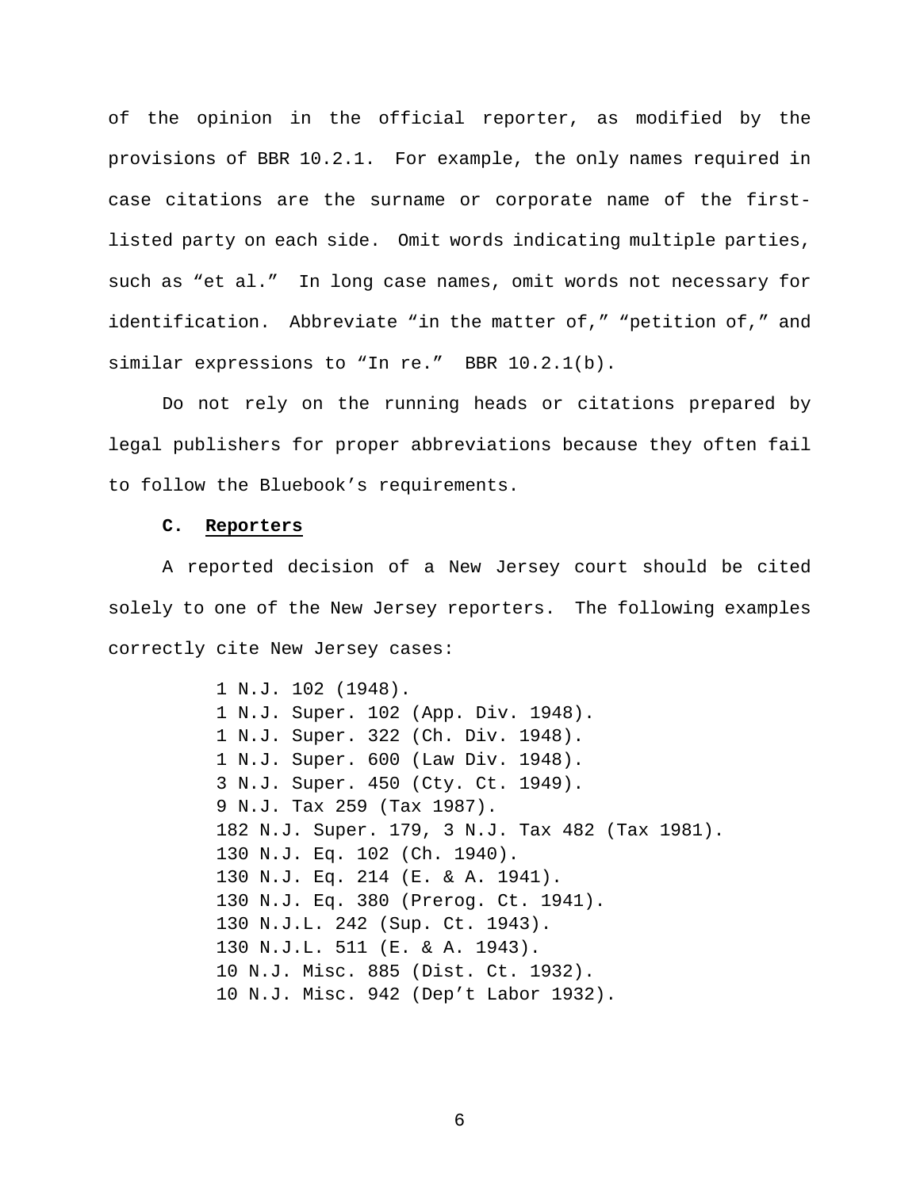of the opinion in the official reporter, as modified by the provisions of BBR 10.2.1. For example, the only names required in case citations are the surname or corporate name of the first-listed party on each side. Omit words indicating multiple parties, such as "et al." In long case names, omit words not necessary for identification. Abbreviate "in the matter of," "petition of," and similar expressions to "In re." BBR 10.2.1(b).

Do not rely on the running heads or citations prepared by legal publishers for proper abbreviations because they often fail to follow the Bluebook's requirements.

### C. Reporters

A reported decision of a New Jersey court should be cited solely to one of the New Jersey reporters. The following examples correctly cite New Jersey cases:

```
1 N.J. 102 (1948).
1 N.J. Super. 102 (App. Div. 1948).
1 N.J. Super. 322 (Ch. Div. 1948).
1 N.J. Super. 600 (Law Div. 1948).
3 N.J. Super. 450 (Cty. Ct. 1949).
9 N.J. Tax 259 (Tax 1987).
182 N.J. Super. 179, 3 N.J. Tax 482 (Tax 1981).
130 N.J. Eq. 102 (Ch. 1940).
130 N.J. Eq. 214 (E. & A. 1941).
130 N.J. Eq. 380 (Prerog. Ct. 1941).
130 N.J.L. 242 (Sup. Ct. 1943).
130 N.J.L. 511 (E. & A. 1943).
10 N.J. Misc. 885 (Dist. Ct. 1932).
10 N.J. Misc. 942 (Dep't Labor 1932).
```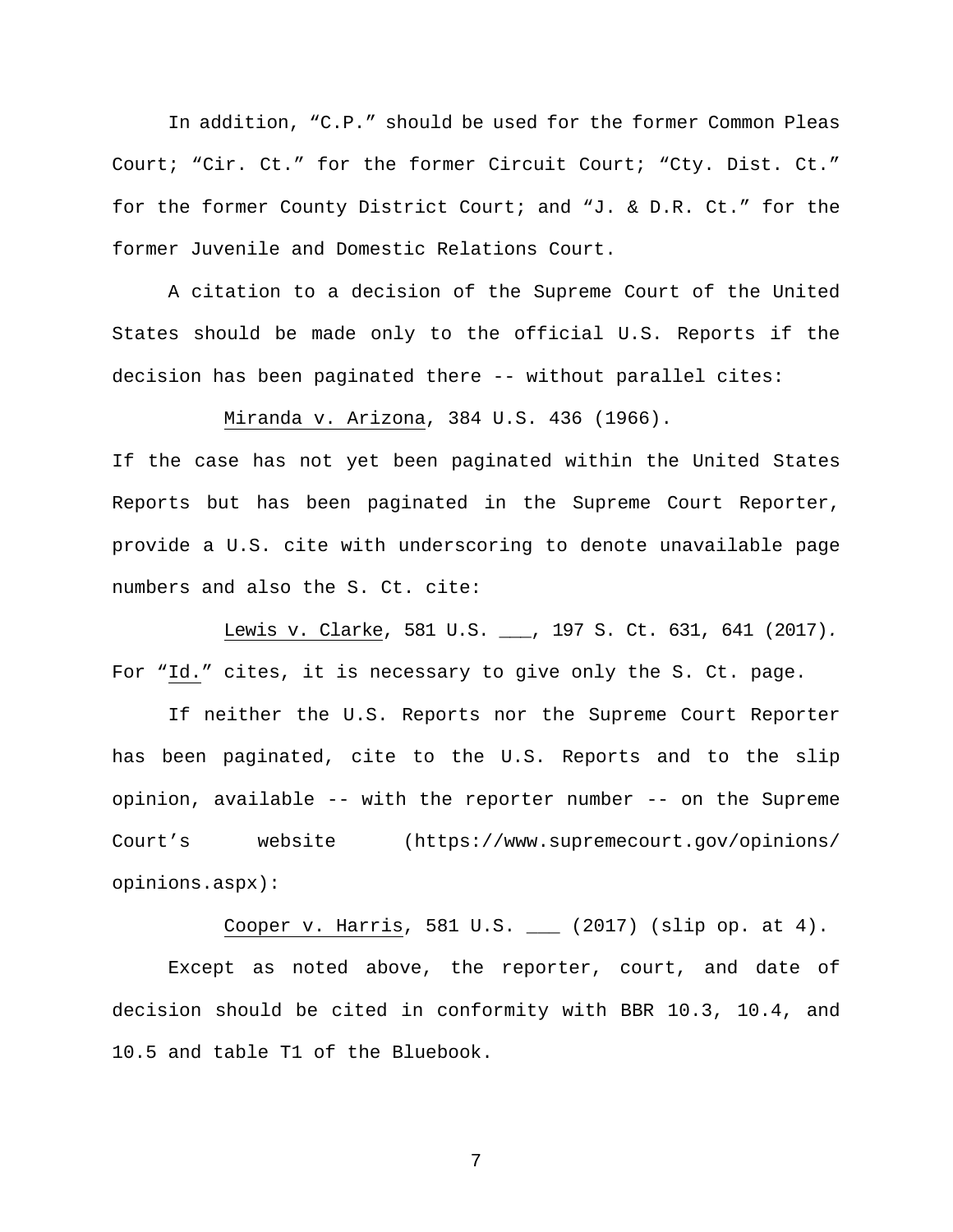In addition, "C.P." should be used for the former Common Pleas Court; "Cir. Ct." for the former Circuit Court; "Cty. Dist. Ct." for the former County District Court; and "J. & D.R. Ct." for the former Juvenile and Domestic Relations Court.

A citation to a decision of the Supreme Court of the United States should be made only to the official U.S. Reports if the decision has been paginated there -- without parallel cites:

> <u>Miranda v. Arizona</u>, 384 U.S. 436 (1966).

If the case has not yet been paginated within the United States Reports but has been paginated in the Supreme Court Reporter, provide a U.S. cite with underscoring to denote unavailable page numbers and also the S. Ct. cite:

> <u>Lewis v. Clarke</u>, 581 U.S. ___, 197 S. Ct. 631, 641 (2017).

For "<u>Id.</u>" cites, it is necessary to give only the S. Ct. page.

If neither the U.S. Reports nor the Supreme Court Reporter has been paginated, cite to the U.S. Reports and to the slip opinion, available -- with the reporter number -- on the Supreme Court's website (https://www.supremecourt.gov/opinions/opinions.aspx):

> <u>Cooper v. Harris</u>, 581 U.S. ___ (2017) (slip op. at 4).

Except as noted above, the reporter, court, and date of decision should be cited in conformity with BBR 10.3, 10.4, and 10.5 and table T1 of the Bluebook.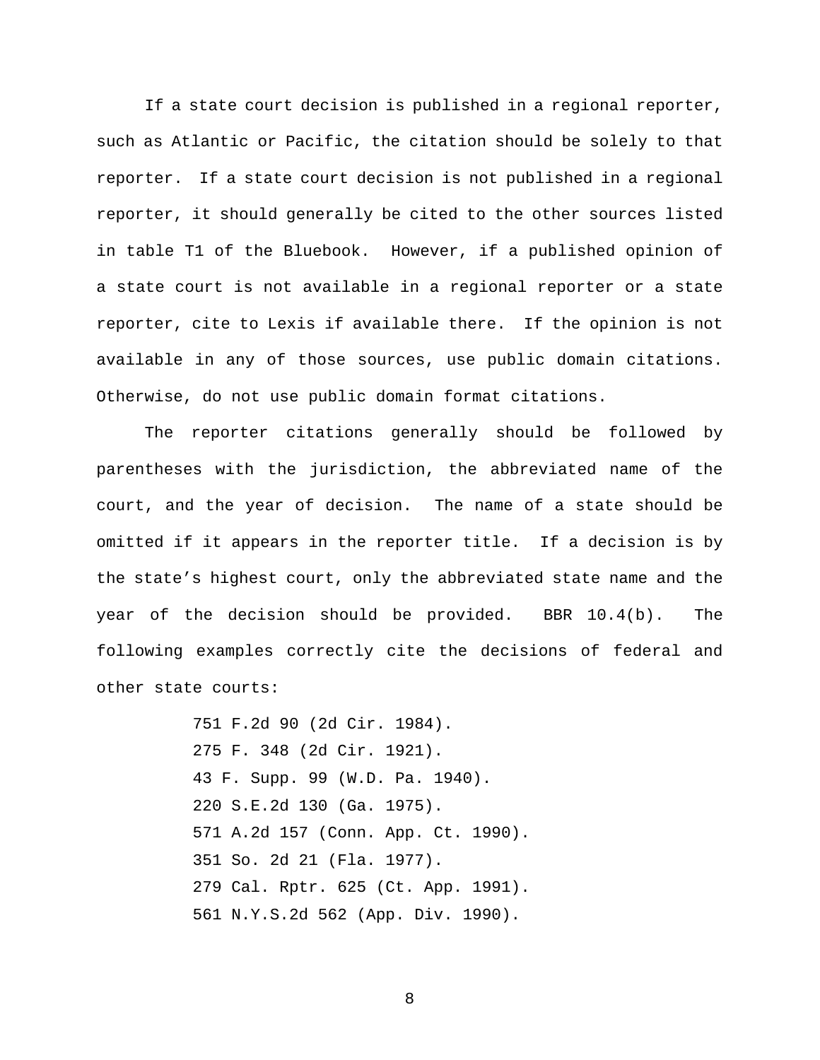If a state court decision is published in a regional reporter, such as Atlantic or Pacific, the citation should be solely to that reporter. If a state court decision is not published in a regional reporter, it should generally be cited to the other sources listed in table T1 of the Bluebook. However, if a published opinion of a state court is not available in a regional reporter or a state reporter, cite to Lexis if available there. If the opinion is not available in any of those sources, use public domain citations. Otherwise, do not use public domain format citations.

The reporter citations generally should be followed by parentheses with the jurisdiction, the abbreviated name of the court, and the year of decision. The name of a state should be omitted if it appears in the reporter title. If a decision is by the state's highest court, only the abbreviated state name and the year of the decision should be provided. BBR 10.4(b). The following examples correctly cite the decisions of federal and other state courts:

> 751 F.2d 90 (2d Cir. 1984).
> 275 F. 348 (2d Cir. 1921).
> 43 F. Supp. 99 (W.D. Pa. 1940).
> 220 S.E.2d 130 (Ga. 1975).
> 571 A.2d 157 (Conn. App. Ct. 1990).
> 351 So. 2d 21 (Fla. 1977).
> 279 Cal. Rptr. 625 (Ct. App. 1991).
> 561 N.Y.S.2d 562 (App. Div. 1990).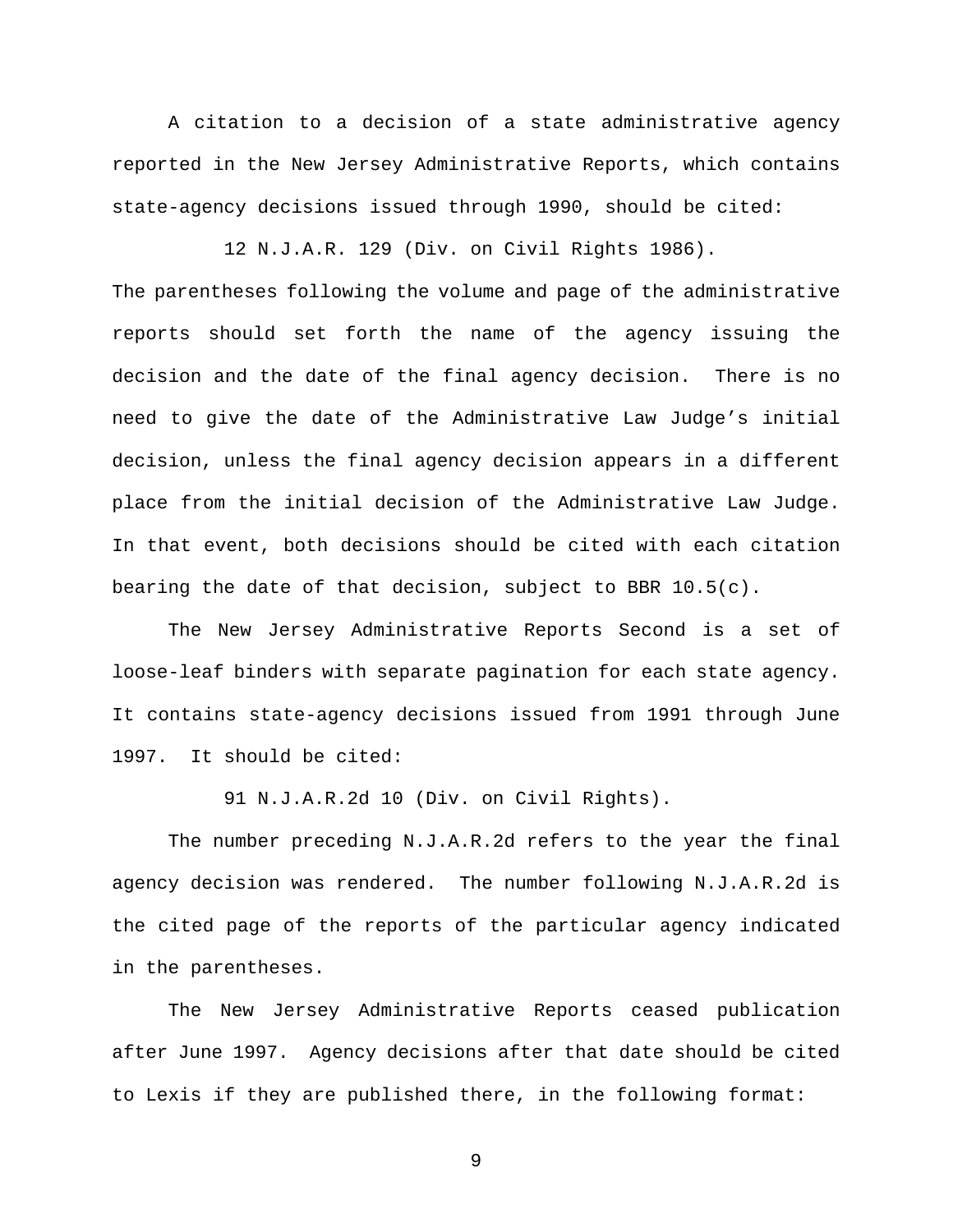A citation to a decision of a state administrative agency reported in the New Jersey Administrative Reports, which contains state-agency decisions issued through 1990, should be cited:

12 N.J.A.R. 129 (Div. on Civil Rights 1986).

The parentheses following the volume and page of the administrative reports should set forth the name of the agency issuing the decision and the date of the final agency decision. There is no need to give the date of the Administrative Law Judge's initial decision, unless the final agency decision appears in a different place from the initial decision of the Administrative Law Judge. In that event, both decisions should be cited with each citation bearing the date of that decision, subject to BBR 10.5(c).

The New Jersey Administrative Reports Second is a set of loose-leaf binders with separate pagination for each state agency. It contains state-agency decisions issued from 1991 through June 1997. It should be cited:

91 N.J.A.R.2d 10 (Div. on Civil Rights).

The number preceding N.J.A.R.2d refers to the year the final agency decision was rendered. The number following N.J.A.R.2d is the cited page of the reports of the particular agency indicated in the parentheses.

The New Jersey Administrative Reports ceased publication after June 1997. Agency decisions after that date should be cited to Lexis if they are published there, in the following format: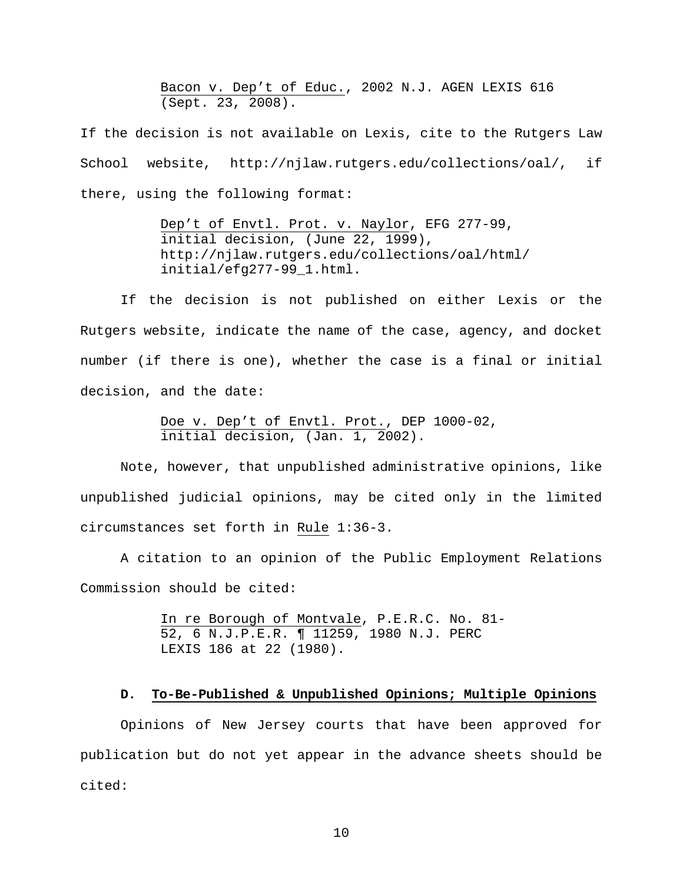Bacon v. Dep't of Educ., 2002 N.J. AGEN LEXIS 616 (Sept. 23, 2008).

If the decision is not available on Lexis, cite to the Rutgers Law School website, http://njlaw.rutgers.edu/collections/oal/, if there, using the following format:

> Dep't of Envtl. Prot. v. Naylor, EFG 277-99, initial decision, (June 22, 1999), http://njlaw.rutgers.edu/collections/oal/html/initial/efg277-99_1.html.

If the decision is not published on either Lexis or the Rutgers website, indicate the name of the case, agency, and docket number (if there is one), whether the case is a final or initial decision, and the date:

> Doe v. Dep't of Envtl. Prot., DEP 1000-02, initial decision, (Jan. 1, 2002).

Note, however, that unpublished administrative opinions, like unpublished judicial opinions, may be cited only in the limited circumstances set forth in Rule 1:36-3.

A citation to an opinion of the Public Employment Relations Commission should be cited:

> In re Borough of Montvale, P.E.R.C. No. 81-52, 6 N.J.P.E.R. ¶ 11259, 1980 N.J. PERC LEXIS 186 at 22 (1980).

### D. To-Be-Published & Unpublished Opinions; Multiple Opinions

Opinions of New Jersey courts that have been approved for publication but do not yet appear in the advance sheets should be cited: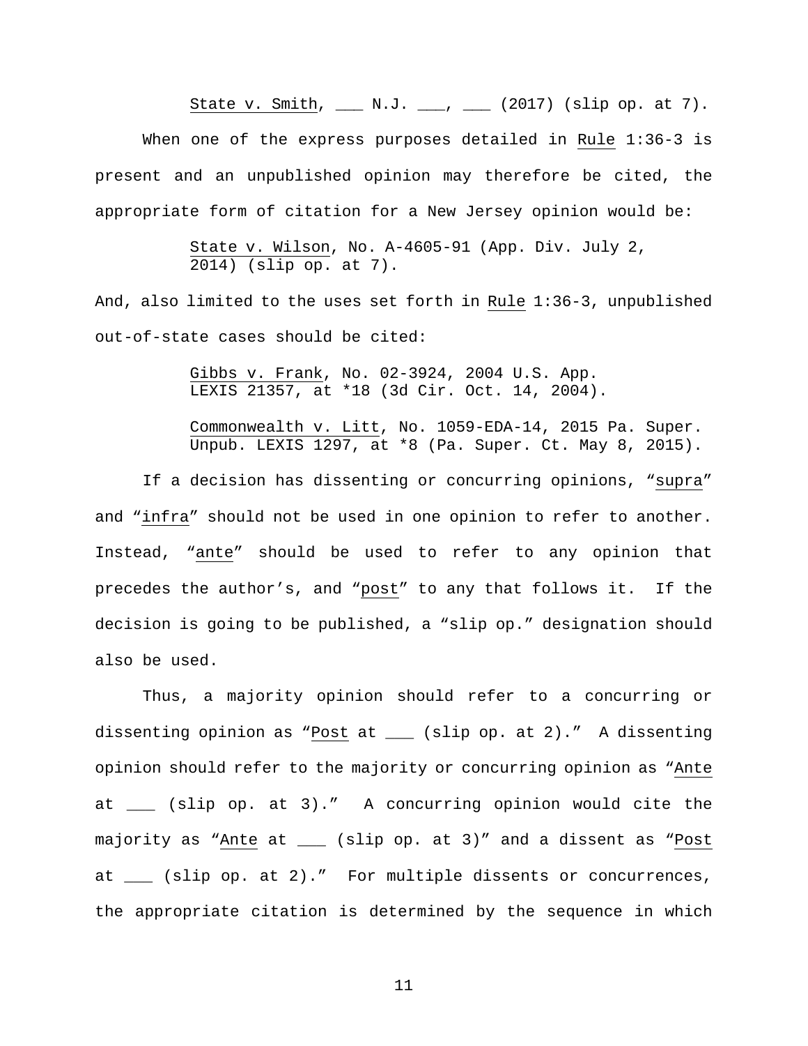State v. Smith, ___ N.J. ___, ___ (2017) (slip op. at 7).

When one of the express purposes detailed in Rule 1:36-3 is present and an unpublished opinion may therefore be cited, the appropriate form of citation for a New Jersey opinion would be:

> State v. Wilson, No. A-4605-91 (App. Div. July 2, 2014) (slip op. at 7).

And, also limited to the uses set forth in Rule 1:36-3, unpublished out-of-state cases should be cited:

> Gibbs v. Frank, No. 02-3924, 2004 U.S. App. LEXIS 21357, at *18 (3d Cir. Oct. 14, 2004).
>
> Commonwealth v. Litt, No. 1059-EDA-14, 2015 Pa. Super. Unpub. LEXIS 1297, at *8 (Pa. Super. Ct. May 8, 2015).

If a decision has dissenting or concurring opinions, "supra" and "infra" should not be used in one opinion to refer to another. Instead, "ante" should be used to refer to any opinion that precedes the author's, and "post" to any that follows it. If the decision is going to be published, a "slip op." designation should also be used.

Thus, a majority opinion should refer to a concurring or dissenting opinion as "Post at ___ (slip op. at 2)." A dissenting opinion should refer to the majority or concurring opinion as "Ante at ___ (slip op. at 3)." A concurring opinion would cite the majority as "Ante at ___ (slip op. at 3)" and a dissent as "Post at ___ (slip op. at 2)." For multiple dissents or concurrences, the appropriate citation is determined by the sequence in which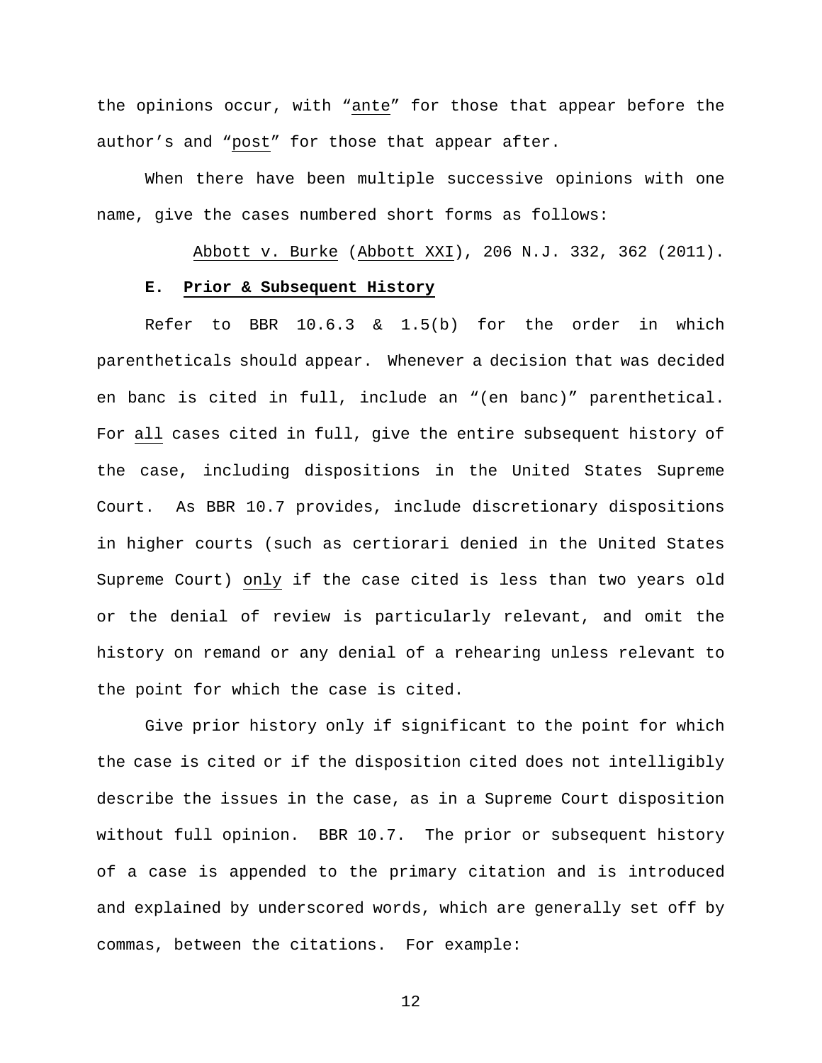the opinions occur, with "ante" for those that appear before the author's and "post" for those that appear after.

When there have been multiple successive opinions with one name, give the cases numbered short forms as follows:

Abbott v. Burke (Abbott XXI), 206 N.J. 332, 362 (2011).

### E. Prior & Subsequent History

Refer to BBR 10.6.3 & 1.5(b) for the order in which parentheticals should appear. Whenever a decision that was decided en banc is cited in full, include an "(en banc)" parenthetical. For all cases cited in full, give the entire subsequent history of the case, including dispositions in the United States Supreme Court. As BBR 10.7 provides, include discretionary dispositions in higher courts (such as certiorari denied in the United States Supreme Court) only if the case cited is less than two years old or the denial of review is particularly relevant, and omit the history on remand or any denial of a rehearing unless relevant to the point for which the case is cited.

Give prior history only if significant to the point for which the case is cited or if the disposition cited does not intelligibly describe the issues in the case, as in a Supreme Court disposition without full opinion. BBR 10.7. The prior or subsequent history of a case is appended to the primary citation and is introduced and explained by underscored words, which are generally set off by commas, between the citations. For example: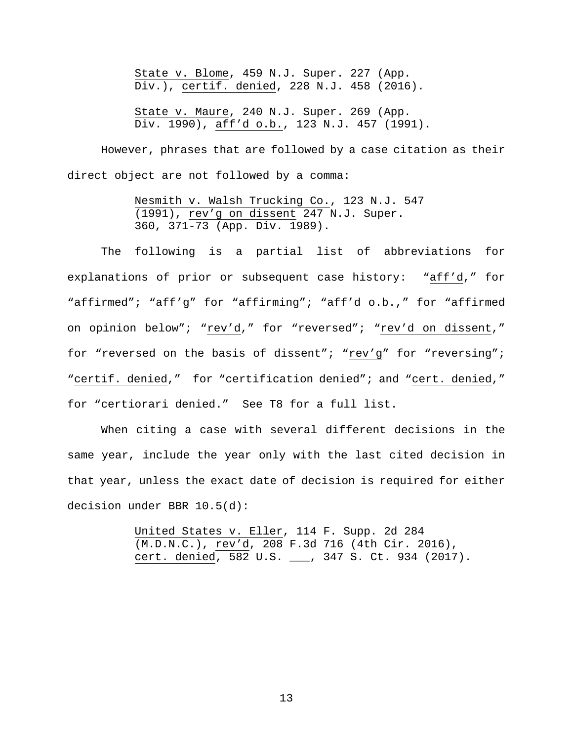State v. Blome, 459 N.J. Super. 227 (App. Div.), certif. denied, 228 N.J. 458 (2016).

State v. Maure, 240 N.J. Super. 269 (App. Div. 1990), aff'd o.b., 123 N.J. 457 (1991).

However, phrases that are followed by a case citation as their direct object are not followed by a comma:

Nesmith v. Walsh Trucking Co., 123 N.J. 547 (1991), rev'g on dissent 247 N.J. Super. 360, 371-73 (App. Div. 1989).

The following is a partial list of abbreviations for explanations of prior or subsequent case history: "aff'd," for "affirmed"; "aff'g" for "affirming"; "aff'd o.b.," for "affirmed on opinion below"; "rev'd," for "reversed"; "rev'd on dissent," for "reversed on the basis of dissent"; "rev'g" for "reversing"; "certif. denied," for "certification denied"; and "cert. denied," for "certiorari denied." See T8 for a full list.

When citing a case with several different decisions in the same year, include the year only with the last cited decision in that year, unless the exact date of decision is required for either decision under BBR 10.5(d):

United States v. Eller, 114 F. Supp. 2d 284 (M.D.N.C.), rev'd, 208 F.3d 716 (4th Cir. 2016), cert. denied, 582 U.S. ___, 347 S. Ct. 934 (2017).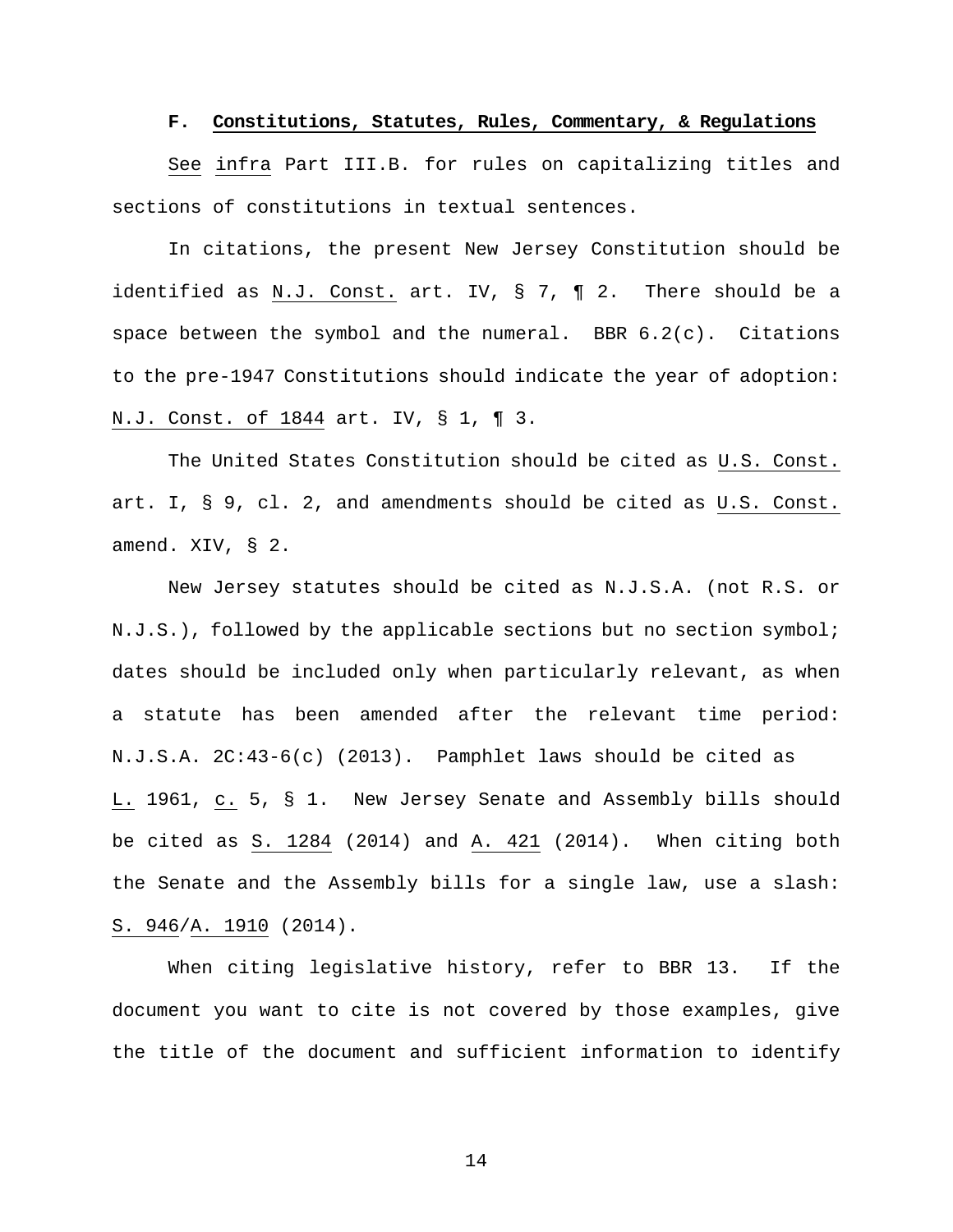**F. <u>Constitutions, Statutes, Rules, Commentary, & Regulations</u>**

<u>See</u> <u>infra</u> Part III.B. for rules on capitalizing titles and sections of constitutions in textual sentences.

In citations, the present New Jersey Constitution should be identified as <u>N.J. Const.</u> art. IV, § 7, ¶ 2. There should be a space between the symbol and the numeral. BBR 6.2(c). Citations to the pre-1947 Constitutions should indicate the year of adoption: <u>N.J. Const. of 1844</u> art. IV, § 1, ¶ 3.

The United States Constitution should be cited as <u>U.S. Const.</u> art. I, § 9, cl. 2, and amendments should be cited as <u>U.S. Const.</u> amend. XIV, § 2.

New Jersey statutes should be cited as N.J.S.A. (not R.S. or N.J.S.), followed by the applicable sections but no section symbol; dates should be included only when particularly relevant, as when a statute has been amended after the relevant time period: N.J.S.A. 2C:43-6(c) (2013). Pamphlet laws should be cited as <u>L.</u> 1961, <u>c.</u> 5, § 1. New Jersey Senate and Assembly bills should be cited as <u>S. 1284</u> (2014) and <u>A. 421</u> (2014). When citing both the Senate and the Assembly bills for a single law, use a slash: <u>S. 946</u>/<u>A. 1910</u> (2014).

When citing legislative history, refer to BBR 13. If the document you want to cite is not covered by those examples, give the title of the document and sufficient information to identify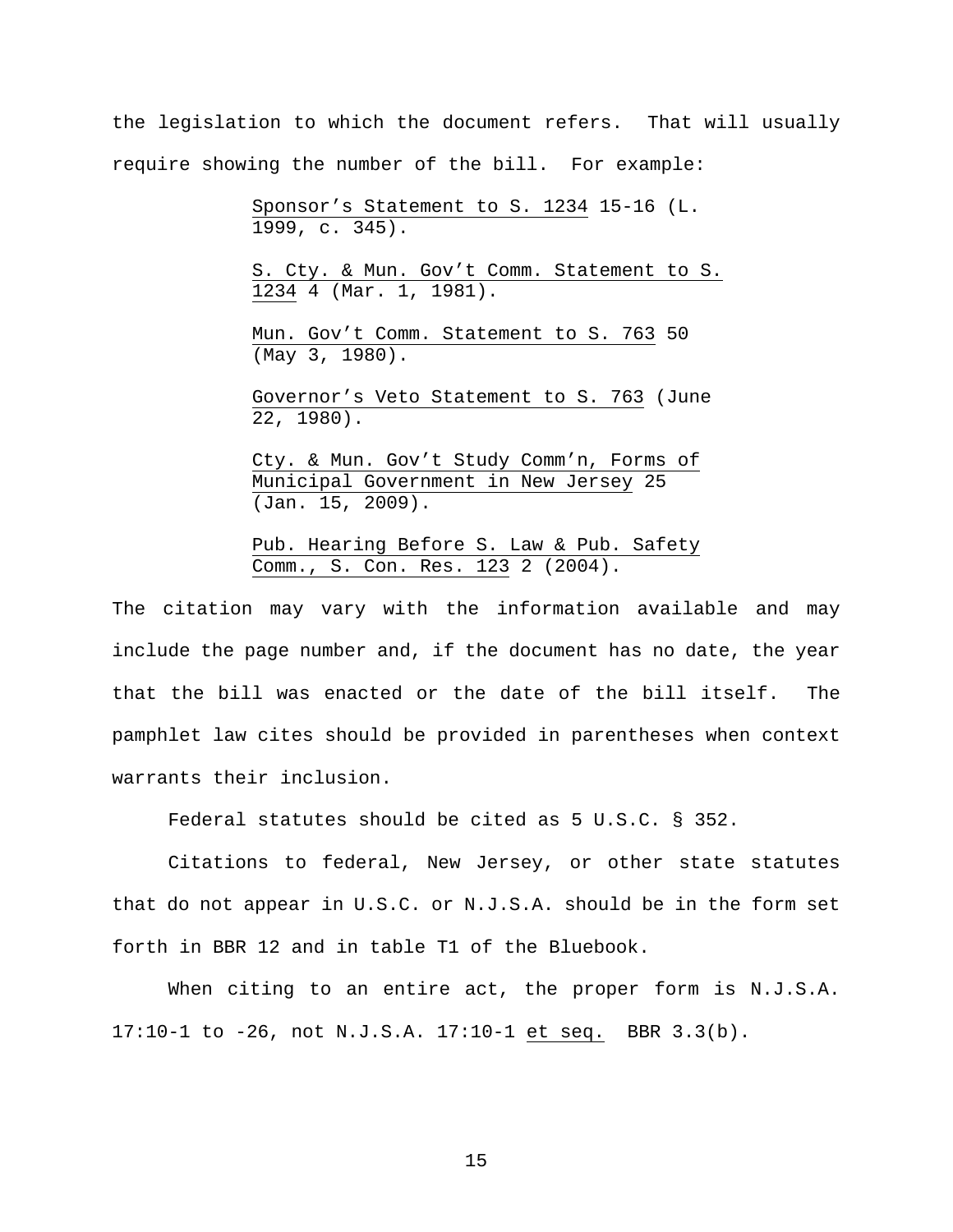the legislation to which the document refers. That will usually require showing the number of the bill. For example:

> Sponsor's Statement to S. 1234 15-16 (L. 1999, c. 345).
>
> S. Cty. & Mun. Gov't Comm. Statement to S. 1234 4 (Mar. 1, 1981).
>
> Mun. Gov't Comm. Statement to S. 763 50 (May 3, 1980).
>
> Governor's Veto Statement to S. 763 (June 22, 1980).
>
> Cty. & Mun. Gov't Study Comm'n, Forms of Municipal Government in New Jersey 25 (Jan. 15, 2009).
>
> Pub. Hearing Before S. Law & Pub. Safety Comm., S. Con. Res. 123 2 (2004).

The citation may vary with the information available and may include the page number and, if the document has no date, the year that the bill was enacted or the date of the bill itself. The pamphlet law cites should be provided in parentheses when context warrants their inclusion.

Federal statutes should be cited as 5 U.S.C. § 352.

Citations to federal, New Jersey, or other state statutes that do not appear in U.S.C. or N.J.S.A. should be in the form set forth in BBR 12 and in table T1 of the Bluebook.

When citing to an entire act, the proper form is N.J.S.A. 17:10-1 to -26, not N.J.S.A. 17:10-1 et seq. BBR 3.3(b).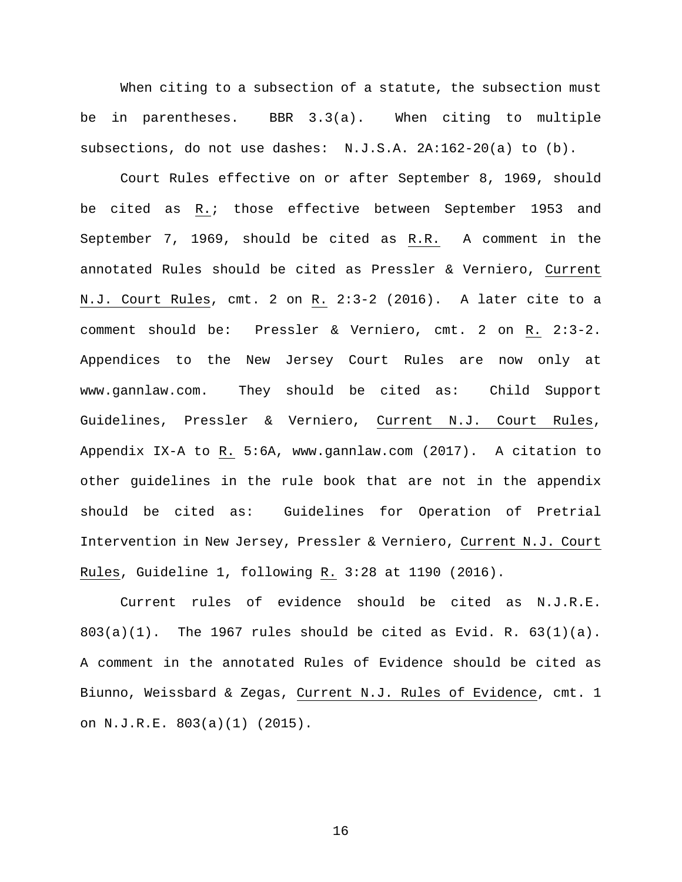When citing to a subsection of a statute, the subsection must be in parentheses. BBR 3.3(a). When citing to multiple subsections, do not use dashes: N.J.S.A. 2A:162-20(a) to (b).

Court Rules effective on or after September 8, 1969, should be cited as <u>R.</u>; those effective between September 1953 and September 7, 1969, should be cited as <u>R.R.</u> A comment in the annotated Rules should be cited as Pressler & Verniero, <u>Current N.J. Court Rules</u>, cmt. 2 on <u>R.</u> 2:3-2 (2016). A later cite to a comment should be: Pressler & Verniero, cmt. 2 on <u>R.</u> 2:3-2. Appendices to the New Jersey Court Rules are now only at www.gannlaw.com. They should be cited as: Child Support Guidelines, Pressler & Verniero, <u>Current N.J. Court Rules</u>, Appendix IX-A to <u>R.</u> 5:6A, www.gannlaw.com (2017). A citation to other guidelines in the rule book that are not in the appendix should be cited as: Guidelines for Operation of Pretrial Intervention in New Jersey, Pressler & Verniero, <u>Current N.J. Court Rules</u>, Guideline 1, following <u>R.</u> 3:28 at 1190 (2016).

Current rules of evidence should be cited as N.J.R.E. 803(a)(1). The 1967 rules should be cited as Evid. R. 63(1)(a). A comment in the annotated Rules of Evidence should be cited as Biunno, Weissbard & Zegas, <u>Current N.J. Rules of Evidence</u>, cmt. 1 on N.J.R.E. 803(a)(1) (2015).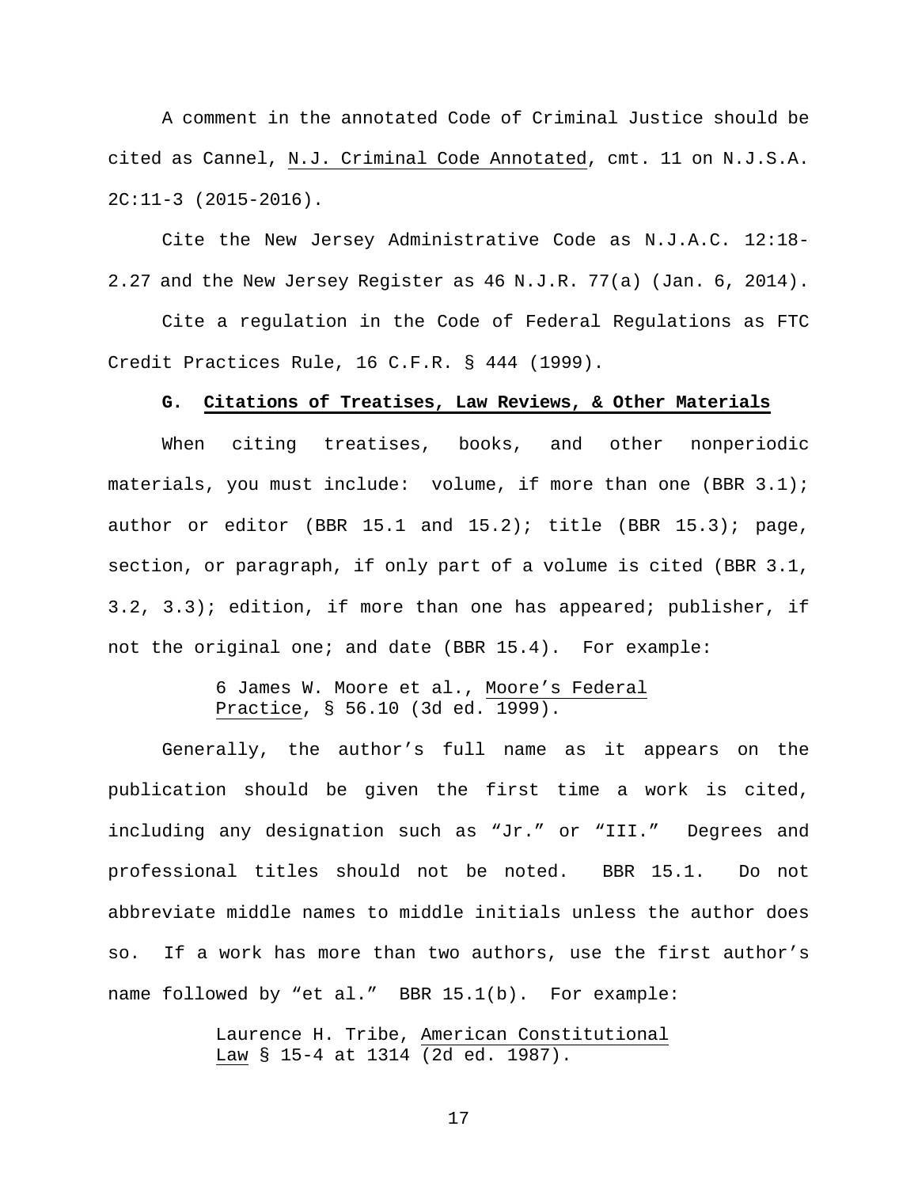A comment in the annotated Code of Criminal Justice should be cited as Cannel, N.J. Criminal Code Annotated, cmt. 11 on N.J.S.A. 2C:11-3 (2015-2016).

Cite the New Jersey Administrative Code as N.J.A.C. 12:18-2.27 and the New Jersey Register as 46 N.J.R. 77(a) (Jan. 6, 2014).

Cite a regulation in the Code of Federal Regulations as FTC Credit Practices Rule, 16 C.F.R. § 444 (1999).

### G. Citations of Treatises, Law Reviews, & Other Materials

When citing treatises, books, and other nonperiodic materials, you must include: volume, if more than one (BBR 3.1); author or editor (BBR 15.1 and 15.2); title (BBR 15.3); page, section, or paragraph, if only part of a volume is cited (BBR 3.1, 3.2, 3.3); edition, if more than one has appeared; publisher, if not the original one; and date (BBR 15.4). For example:

> 6 James W. Moore et al., Moore's Federal Practice, § 56.10 (3d ed. 1999).

Generally, the author's full name as it appears on the publication should be given the first time a work is cited, including any designation such as "Jr." or "III." Degrees and professional titles should not be noted. BBR 15.1. Do not abbreviate middle names to middle initials unless the author does so. If a work has more than two authors, use the first author's name followed by "et al." BBR 15.1(b). For example:

> Laurence H. Tribe, American Constitutional Law § 15-4 at 1314 (2d ed. 1987).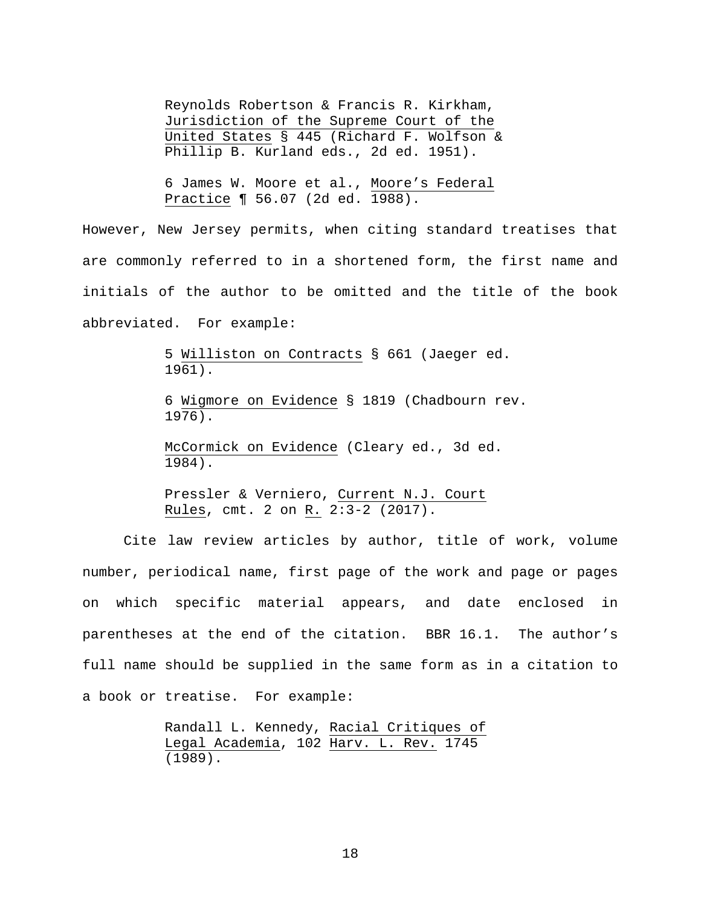> Reynolds Robertson & Francis R. Kirkham, Jurisdiction of the Supreme Court of the United States § 445 (Richard F. Wolfson & Phillip B. Kurland eds., 2d ed. 1951).
>
> 6 James W. Moore et al., Moore's Federal Practice ¶ 56.07 (2d ed. 1988).

However, New Jersey permits, when citing standard treatises that are commonly referred to in a shortened form, the first name and initials of the author to be omitted and the title of the book abbreviated. For example:

> 5 Williston on Contracts § 661 (Jaeger ed. 1961).
>
> 6 Wigmore on Evidence § 1819 (Chadbourn rev. 1976).
>
> McCormick on Evidence (Cleary ed., 3d ed. 1984).
>
> Pressler & Verniero, Current N.J. Court Rules, cmt. 2 on R. 2:3-2 (2017).

Cite law review articles by author, title of work, volume number, periodical name, first page of the work and page or pages on which specific material appears, and date enclosed in parentheses at the end of the citation. BBR 16.1. The author's full name should be supplied in the same form as in a citation to a book or treatise. For example:

> Randall L. Kennedy, Racial Critiques of Legal Academia, 102 Harv. L. Rev. 1745 (1989).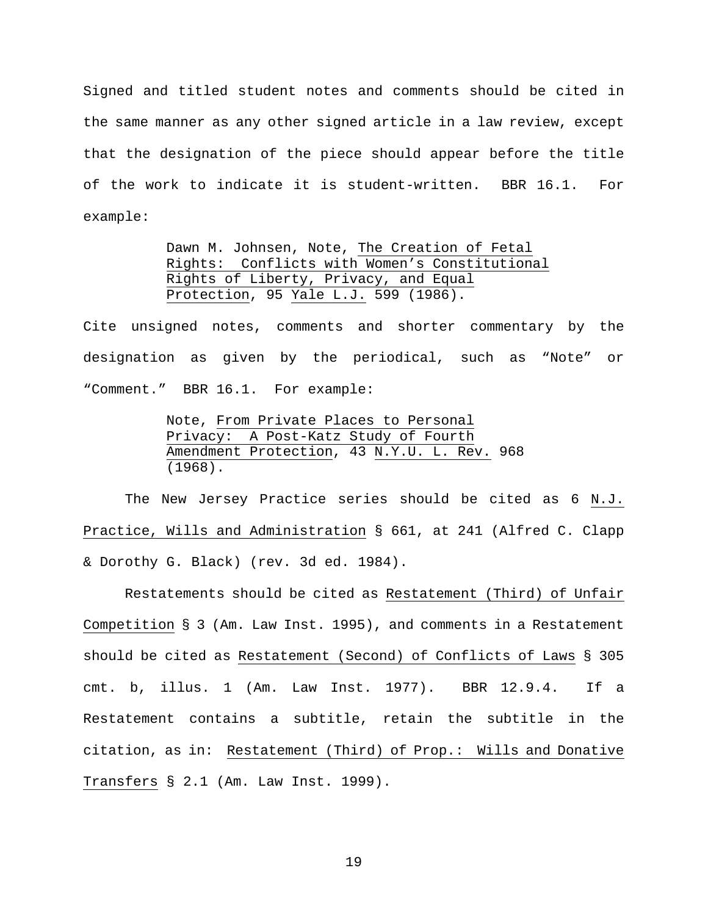Signed and titled student notes and comments should be cited in the same manner as any other signed article in a law review, except that the designation of the piece should appear before the title of the work to indicate it is student-written. BBR 16.1. For example:

> Dawn M. Johnsen, Note, <u>The Creation of Fetal Rights: Conflicts with Women's Constitutional Rights of Liberty, Privacy, and Equal Protection</u>, 95 <u>Yale L.J.</u> 599 (1986).

Cite unsigned notes, comments and shorter commentary by the designation as given by the periodical, such as "Note" or "Comment." BBR 16.1. For example:

> Note, <u>From Private Places to Personal Privacy: A Post-Katz Study of Fourth Amendment Protection</u>, 43 <u>N.Y.U. L. Rev.</u> 968 (1968).

The New Jersey Practice series should be cited as 6 <u>N.J. Practice, Wills and Administration</u> § 661, at 241 (Alfred C. Clapp & Dorothy G. Black) (rev. 3d ed. 1984).

Restatements should be cited as <u>Restatement (Third) of Unfair Competition</u> § 3 (Am. Law Inst. 1995), and comments in a Restatement should be cited as <u>Restatement (Second) of Conflicts of Laws</u> § 305 cmt. b, illus. 1 (Am. Law Inst. 1977). BBR 12.9.4. If a Restatement contains a subtitle, retain the subtitle in the citation, as in: <u>Restatement (Third) of Prop.: Wills and Donative Transfers</u> § 2.1 (Am. Law Inst. 1999).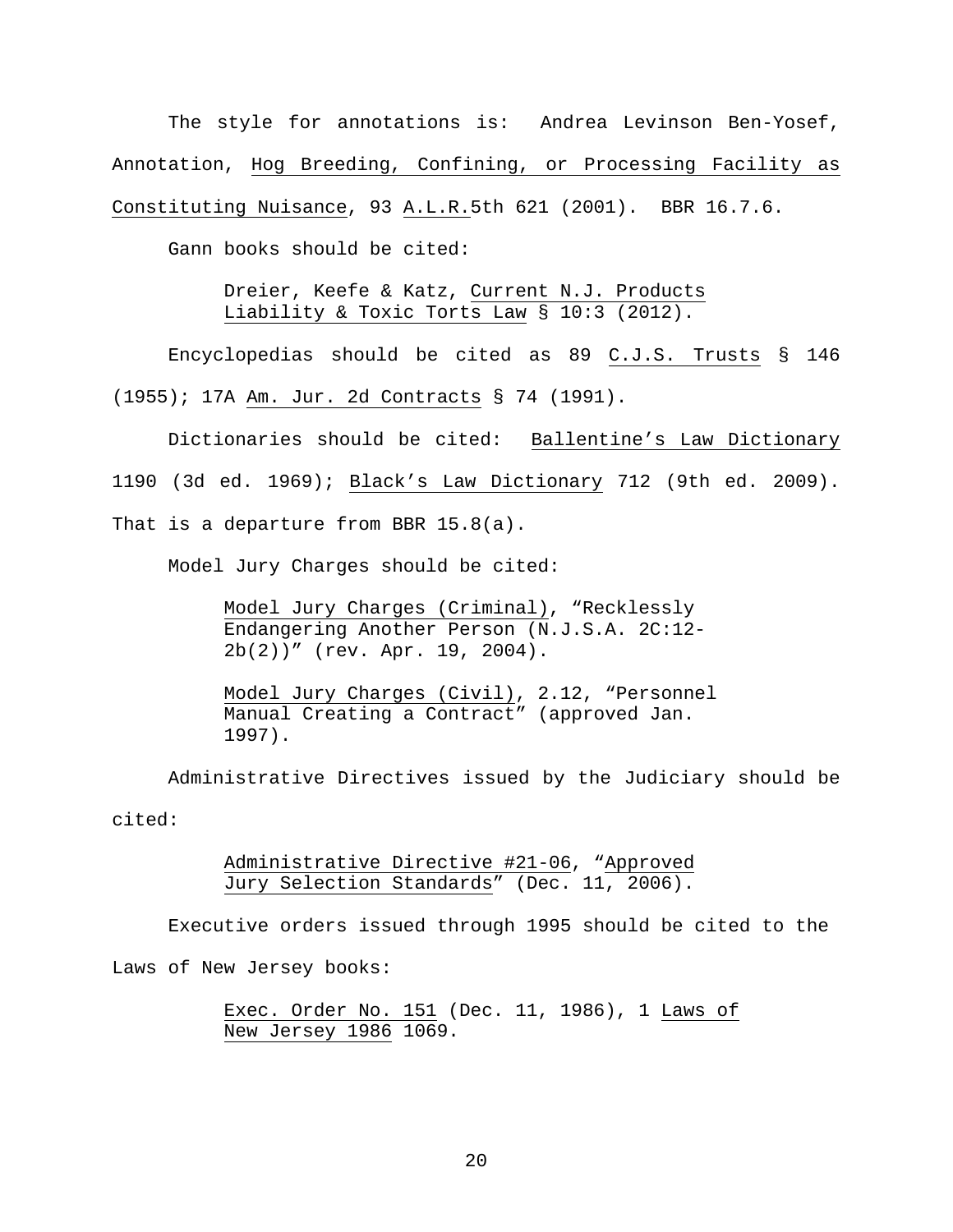The style for annotations is: Andrea Levinson Ben-Yosef, Annotation, Hog Breeding, Confining, or Processing Facility as Constituting Nuisance, 93 A.L.R.5th 621 (2001). BBR 16.7.6.

Gann books should be cited:

> Dreier, Keefe & Katz, Current N.J. Products Liability & Toxic Torts Law § 10:3 (2012).

Encyclopedias should be cited as 89 C.J.S. Trusts § 146 (1955); 17A Am. Jur. 2d Contracts § 74 (1991).

Dictionaries should be cited: Ballentine's Law Dictionary 1190 (3d ed. 1969); Black's Law Dictionary 712 (9th ed. 2009). That is a departure from BBR 15.8(a).

Model Jury Charges should be cited:

> Model Jury Charges (Criminal), "Recklessly Endangering Another Person (N.J.S.A. 2C:12-2b(2))" (rev. Apr. 19, 2004).

> Model Jury Charges (Civil), 2.12, "Personnel Manual Creating a Contract" (approved Jan. 1997).

Administrative Directives issued by the Judiciary should be cited:

> Administrative Directive #21-06, "Approved Jury Selection Standards" (Dec. 11, 2006).

Executive orders issued through 1995 should be cited to the Laws of New Jersey books:

> Exec. Order No. 151 (Dec. 11, 1986), 1 Laws of New Jersey 1986 1069.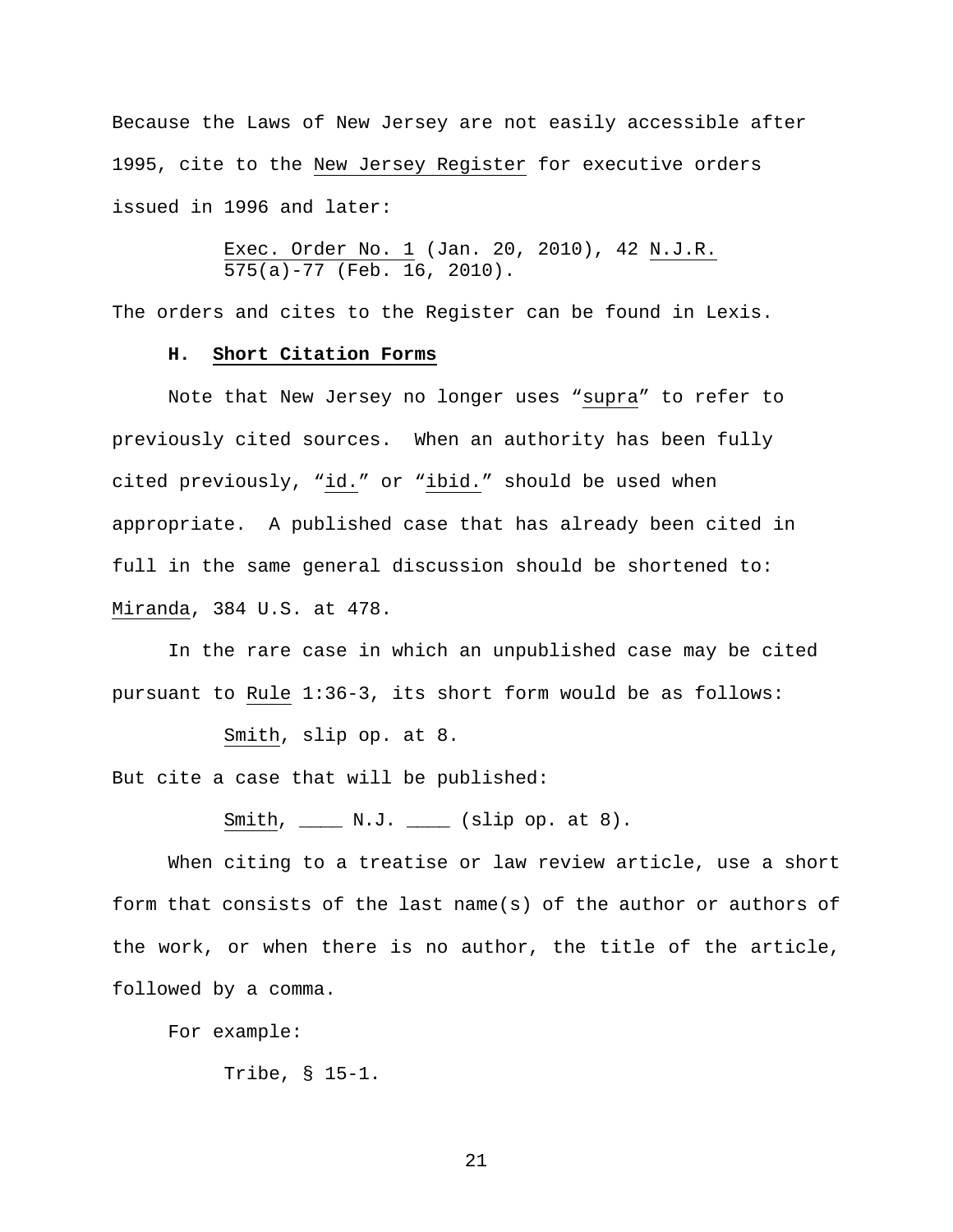Because the Laws of New Jersey are not easily accessible after 1995, cite to the New Jersey Register for executive orders issued in 1996 and later:

> Exec. Order No. 1 (Jan. 20, 2010), 42 N.J.R. 575(a)-77 (Feb. 16, 2010).

The orders and cites to the Register can be found in Lexis.

### H. Short Citation Forms

Note that New Jersey no longer uses "supra" to refer to previously cited sources. When an authority has been fully cited previously, "id." or "ibid." should be used when appropriate. A published case that has already been cited in full in the same general discussion should be shortened to: Miranda, 384 U.S. at 478.

In the rare case in which an unpublished case may be cited pursuant to Rule 1:36-3, its short form would be as follows:

> Smith, slip op. at 8.

But cite a case that will be published:

> Smith, ____ N.J. ____ (slip op. at 8).

When citing to a treatise or law review article, use a short form that consists of the last name(s) of the author or authors of the work, or when there is no author, the title of the article, followed by a comma.

For example:

> Tribe, § 15-1.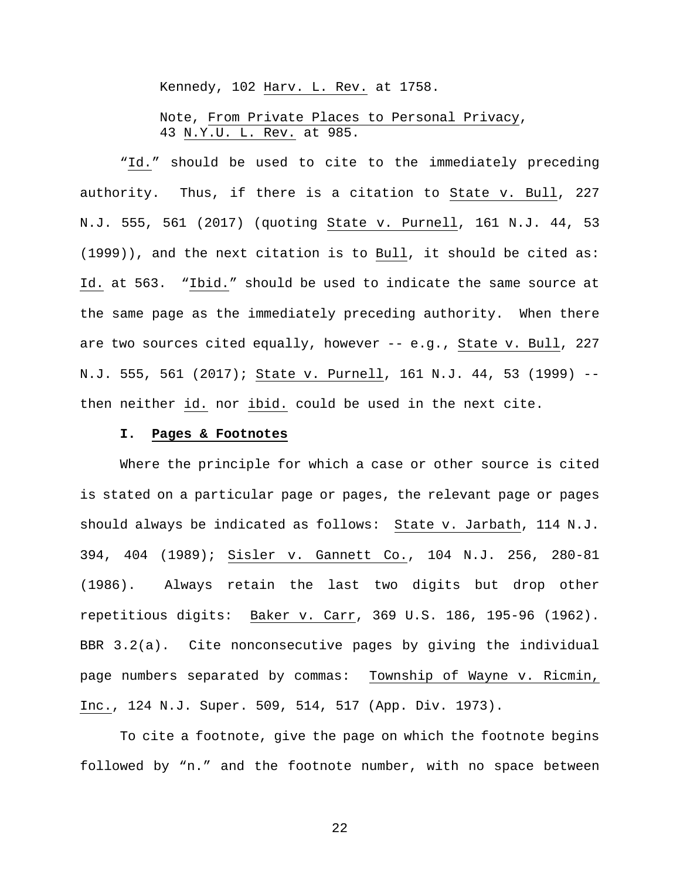Kennedy, 102 Harv. L. Rev. at 1758.

Note, From Private Places to Personal Privacy, 43 N.Y.U. L. Rev. at 985.

"Id." should be used to cite to the immediately preceding authority. Thus, if there is a citation to State v. Bull, 227 N.J. 555, 561 (2017) (quoting State v. Purnell, 161 N.J. 44, 53 (1999)), and the next citation is to Bull, it should be cited as: Id. at 563. "Ibid." should be used to indicate the same source at the same page as the immediately preceding authority. When there are two sources cited equally, however -- e.g., State v. Bull, 227 N.J. 555, 561 (2017); State v. Purnell, 161 N.J. 44, 53 (1999) -- then neither id. nor ibid. could be used in the next cite.

### **I. Pages & Footnotes**

Where the principle for which a case or other source is cited is stated on a particular page or pages, the relevant page or pages should always be indicated as follows: State v. Jarbath, 114 N.J. 394, 404 (1989); Sisler v. Gannett Co., 104 N.J. 256, 280-81 (1986). Always retain the last two digits but drop other repetitious digits: Baker v. Carr, 369 U.S. 186, 195-96 (1962). BBR 3.2(a). Cite nonconsecutive pages by giving the individual page numbers separated by commas: Township of Wayne v. Ricmin, Inc., 124 N.J. Super. 509, 514, 517 (App. Div. 1973).

To cite a footnote, give the page on which the footnote begins followed by "n." and the footnote number, with no space between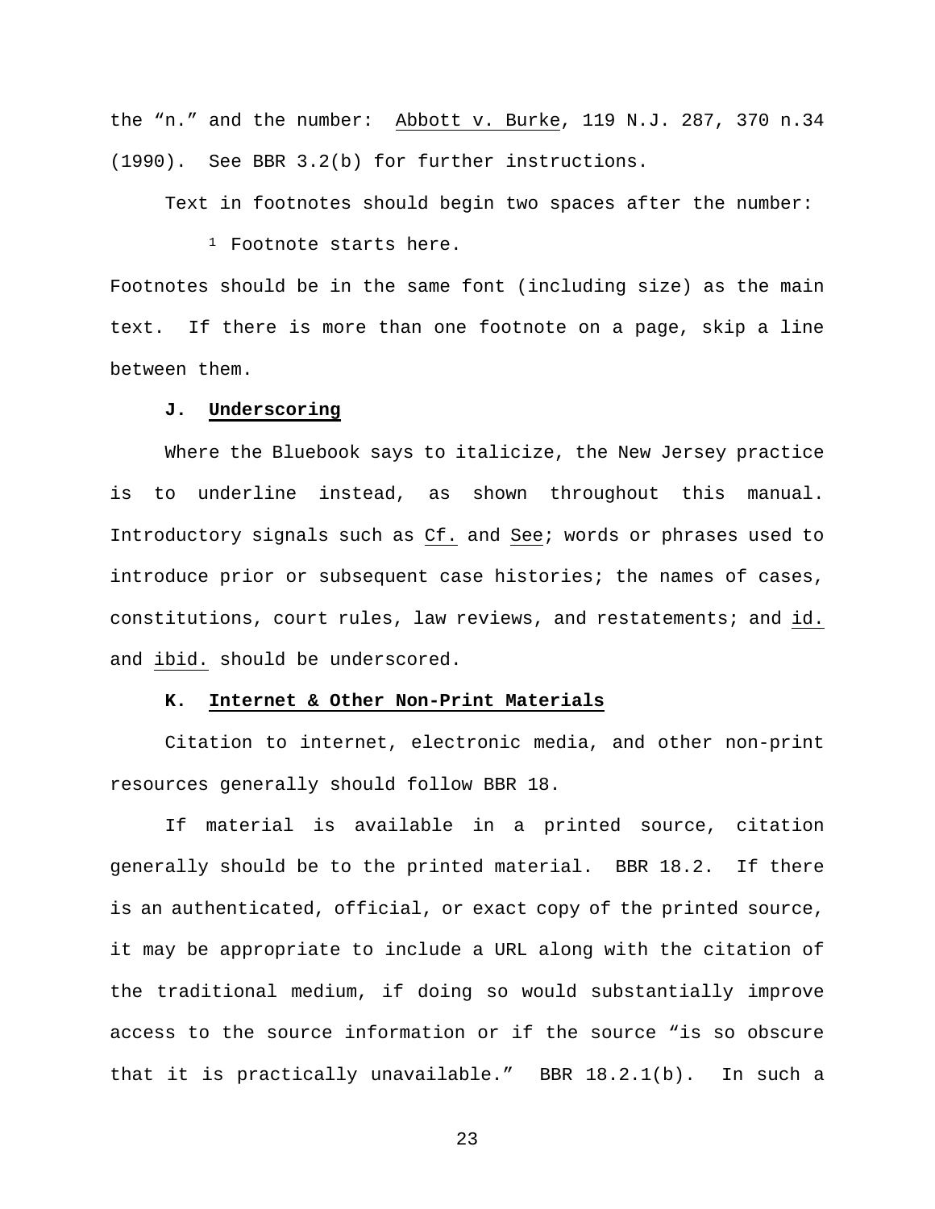the "n." and the number: Abbott v. Burke, 119 N.J. 287, 370 n.34 (1990). See BBR 3.2(b) for further instructions.

Text in footnotes should begin two spaces after the number:

[1] Footnote starts here.

Footnotes should be in the same font (including size) as the main text. If there is more than one footnote on a page, skip a line between them.

### J. Underscoring

Where the Bluebook says to italicize, the New Jersey practice is to underline instead, as shown throughout this manual. Introductory signals such as Cf. and See; words or phrases used to introduce prior or subsequent case histories; the names of cases, constitutions, court rules, law reviews, and restatements; and id. and ibid. should be underscored.

### K. Internet & Other Non-Print Materials

Citation to internet, electronic media, and other non-print resources generally should follow BBR 18.

If material is available in a printed source, citation generally should be to the printed material. BBR 18.2. If there is an authenticated, official, or exact copy of the printed source, it may be appropriate to include a URL along with the citation of the traditional medium, if doing so would substantially improve access to the source information or if the source "is so obscure that it is practically unavailable." BBR 18.2.1(b). In such a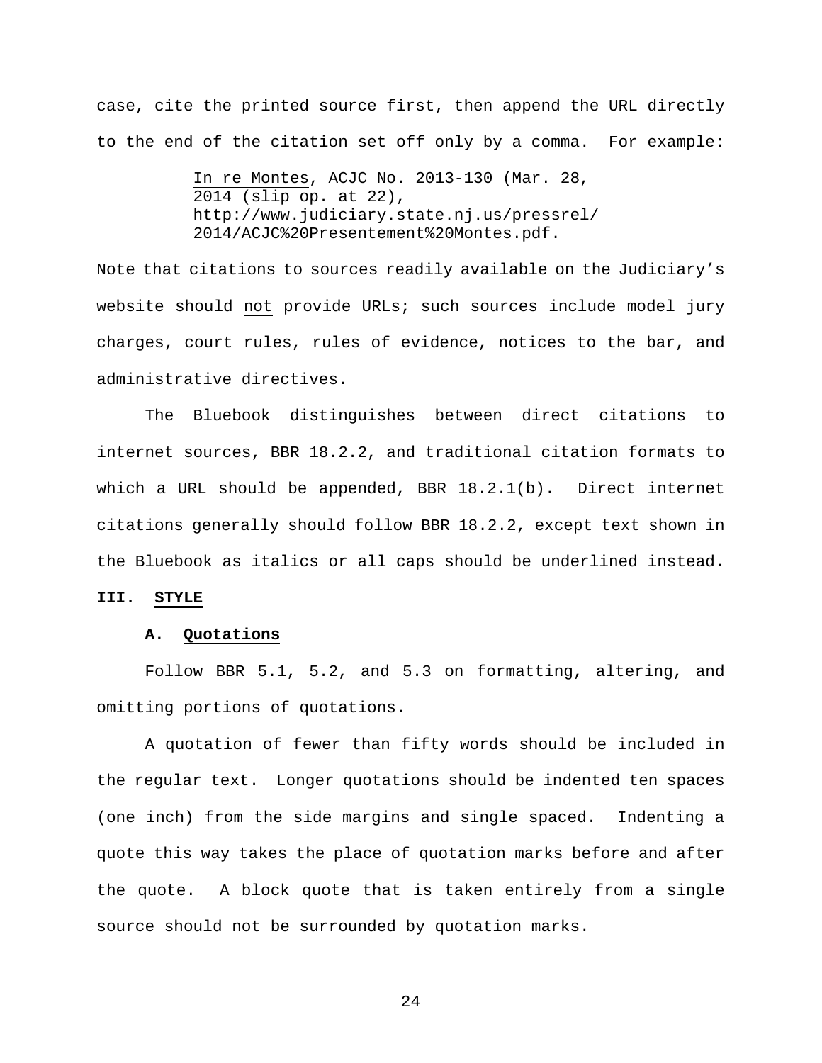case, cite the printed source first, then append the URL directly to the end of the citation set off only by a comma. For example:

> <u>In re Montes</u>, ACJC No. 2013-130 (Mar. 28, 2014 (slip op. at 22), http://www.judiciary.state.nj.us/pressrel/2014/ACJC%20Presentement%20Montes.pdf.

Note that citations to sources readily available on the Judiciary's website should <u>not</u> provide URLs; such sources include model jury charges, court rules, rules of evidence, notices to the bar, and administrative directives.

The Bluebook distinguishes between direct citations to internet sources, BBR 18.2.2, and traditional citation formats to which a URL should be appended, BBR 18.2.1(b). Direct internet citations generally should follow BBR 18.2.2, except text shown in the Bluebook as italics or all caps should be underlined instead.

## III. <u>STYLE</u>

### A. <u>Quotations</u>

Follow BBR 5.1, 5.2, and 5.3 on formatting, altering, and omitting portions of quotations.

A quotation of fewer than fifty words should be included in the regular text. Longer quotations should be indented ten spaces (one inch) from the side margins and single spaced. Indenting a quote this way takes the place of quotation marks before and after the quote. A block quote that is taken entirely from a single source should not be surrounded by quotation marks.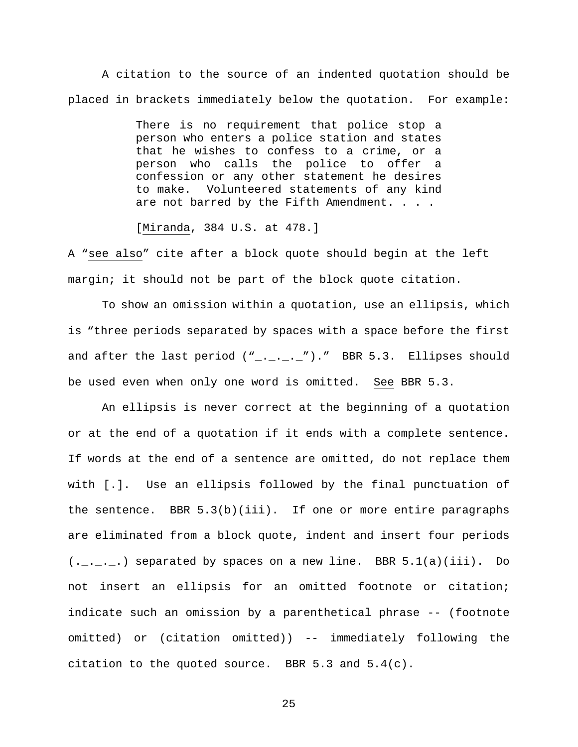A citation to the source of an indented quotation should be placed in brackets immediately below the quotation. For example:

> There is no requirement that police stop a person who enters a police station and states that he wishes to confess to a crime, or a person who calls the police to offer a confession or any other statement he desires to make. Volunteered statements of any kind are not barred by the Fifth Amendment. . . .
>
> [Miranda, 384 U.S. at 478.]

A "see also" cite after a block quote should begin at the left margin; it should not be part of the block quote citation.

To show an omission within a quotation, use an ellipsis, which is "three periods separated by spaces with a space before the first and after the last period ("_._._._")." BBR 5.3. Ellipses should be used even when only one word is omitted. See BBR 5.3.

An ellipsis is never correct at the beginning of a quotation or at the end of a quotation if it ends with a complete sentence. If words at the end of a sentence are omitted, do not replace them with [.]. Use an ellipsis followed by the final punctuation of the sentence. BBR 5.3(b)(iii). If one or more entire paragraphs are eliminated from a block quote, indent and insert four periods (._._._.) separated by spaces on a new line. BBR 5.1(a)(iii). Do not insert an ellipsis for an omitted footnote or citation; indicate such an omission by a parenthetical phrase -- (footnote omitted) or (citation omitted)) -- immediately following the citation to the quoted source. BBR 5.3 and 5.4(c).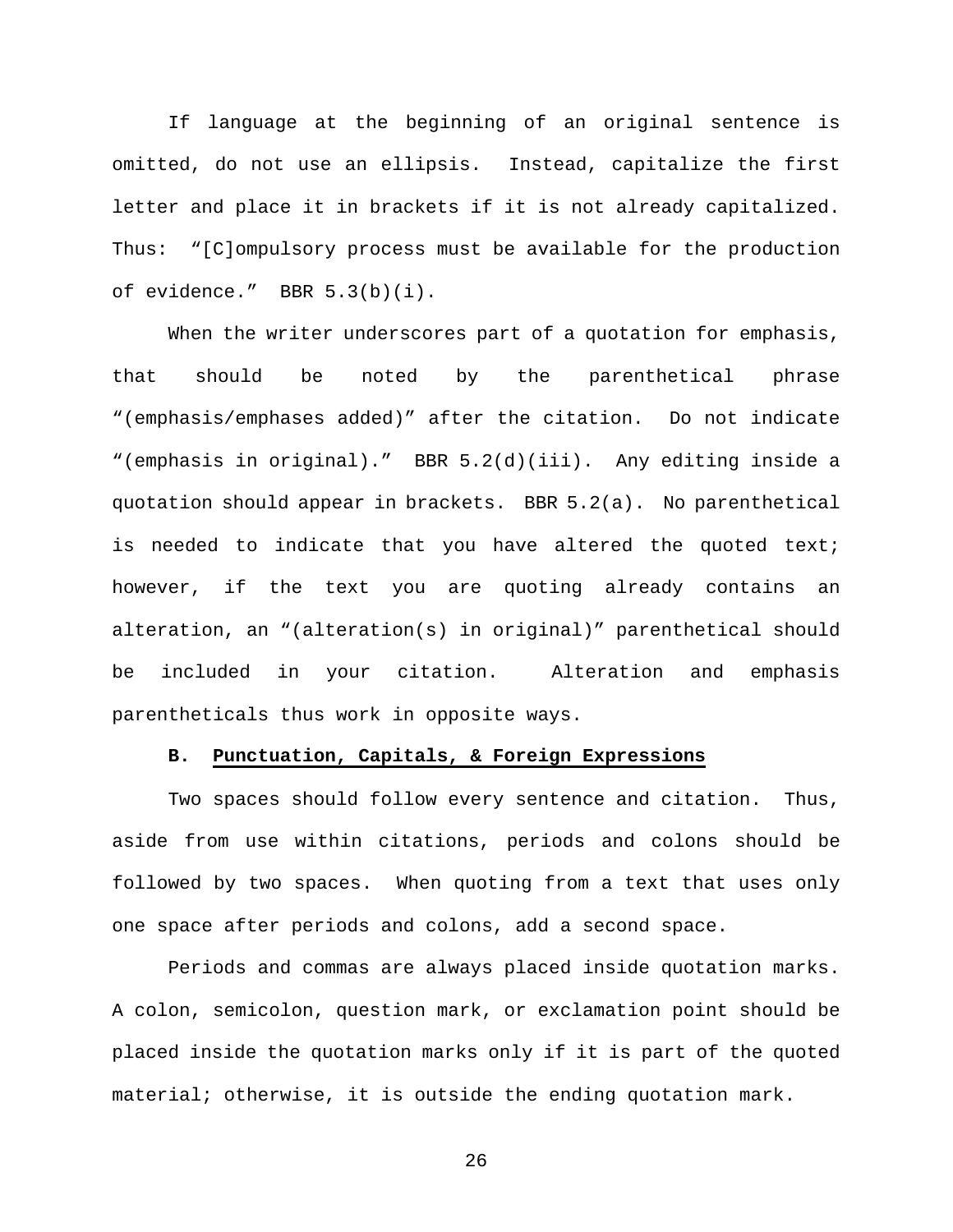If language at the beginning of an original sentence is omitted, do not use an ellipsis.  Instead, capitalize the first letter and place it in brackets if it is not already capitalized.  Thus:  "[C]ompulsory process must be available for the production of evidence."  BBR 5.3(b)(i).

When the writer underscores part of a quotation for emphasis, that should be noted by the parenthetical phrase "(emphasis/emphases added)" after the citation.  Do not indicate "(emphasis in original)."  BBR 5.2(d)(iii).  Any editing inside a quotation should appear in brackets.  BBR 5.2(a).  No parenthetical is needed to indicate that you have altered the quoted text; however, if the text you are quoting already contains an alteration, an "(alteration(s) in original)" parenthetical should be included in your citation.  Alteration and emphasis parentheticals thus work in opposite ways.

### B. Punctuation, Capitals, & Foreign Expressions

Two spaces should follow every sentence and citation.  Thus, aside from use within citations, periods and colons should be followed by two spaces.  When quoting from a text that uses only one space after periods and colons, add a second space.

Periods and commas are always placed inside quotation marks.  A colon, semicolon, question mark, or exclamation point should be placed inside the quotation marks only if it is part of the quoted material; otherwise, it is outside the ending quotation mark.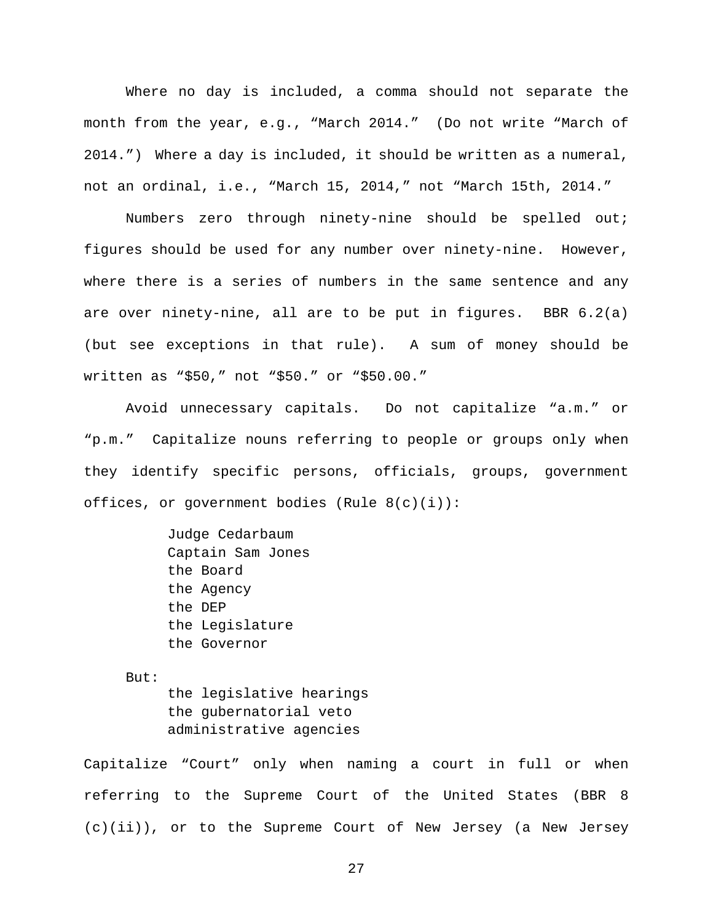Where no day is included, a comma should not separate the month from the year, e.g., “March 2014.” (Do not write “March of 2014.”) Where a day is included, it should be written as a numeral, not an ordinal, i.e., “March 15, 2014,” not “March 15th, 2014.”

Numbers zero through ninety-nine should be spelled out; figures should be used for any number over ninety-nine. However, where there is a series of numbers in the same sentence and any are over ninety-nine, all are to be put in figures. BBR 6.2(a) (but see exceptions in that rule). A sum of money should be written as “$50,” not “$50.” or “$50.00.”

Avoid unnecessary capitals. Do not capitalize “a.m.” or “p.m.” Capitalize nouns referring to people or groups only when they identify specific persons, officials, groups, government offices, or government bodies (Rule 8(c)(i)):

> Judge Cedarbaum
> Captain Sam Jones
> the Board
> the Agency
> the DEP
> the Legislature
> the Governor

But:

> the legislative hearings
> the gubernatorial veto
> administrative agencies

Capitalize “Court” only when naming a court in full or when referring to the Supreme Court of the United States (BBR 8 (c)(ii)), or to the Supreme Court of New Jersey (a New Jersey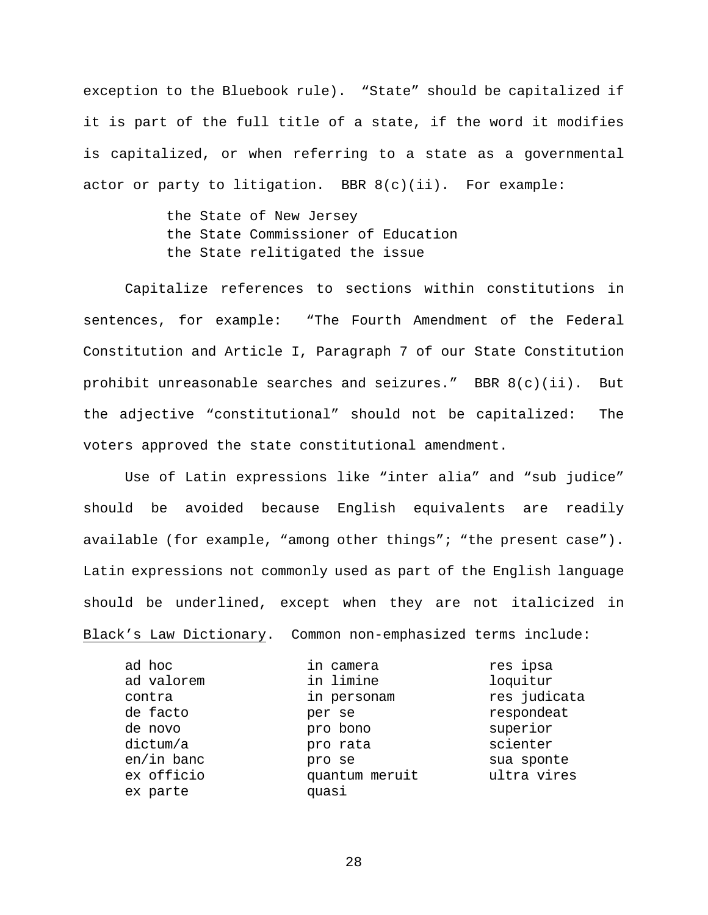exception to the Bluebook rule). "State" should be capitalized if it is part of the full title of a state, if the word it modifies is capitalized, or when referring to a state as a governmental actor or party to litigation. BBR 8(c)(ii). For example:

> the State of New Jersey
> the State Commissioner of Education
> the State relitigated the issue

Capitalize references to sections within constitutions in sentences, for example: "The Fourth Amendment of the Federal Constitution and Article I, Paragraph 7 of our State Constitution prohibit unreasonable searches and seizures." BBR 8(c)(ii). But the adjective "constitutional" should not be capitalized: The voters approved the state constitutional amendment.

Use of Latin expressions like "inter alia" and "sub judice" should be avoided because English equivalents are readily available (for example, "among other things"; "the present case"). Latin expressions not commonly used as part of the English language should be underlined, except when they are not italicized in Black's Law Dictionary. Common non-emphasized terms include:

| | | |
|---|---|---|
| ad hoc | in camera | res ipsa loquitur |
| ad valorem | in limine | res judicata |
| contra | in personam | respondeat superior |
| de facto | per se | scienter |
| de novo | pro bono | sua sponte |
| dictum/a | pro rata | ultra vires |
| en/in banc | pro se | |
| ex officio | quantum meruit | |
| ex parte | quasi | |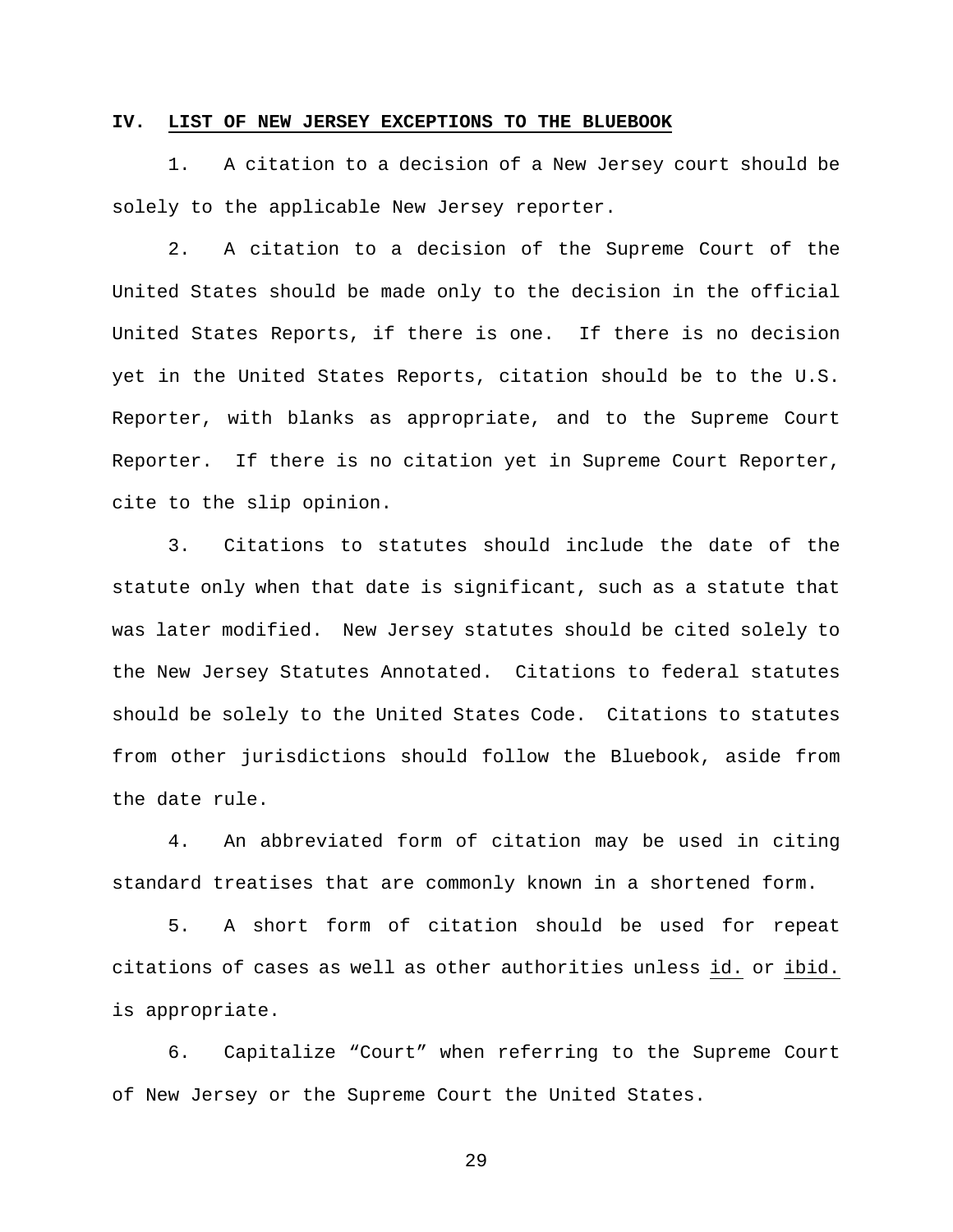## IV. <u>**LIST OF NEW JERSEY EXCEPTIONS TO THE BLUEBOOK**</u>

1. A citation to a decision of a New Jersey court should be solely to the applicable New Jersey reporter.

2. A citation to a decision of the Supreme Court of the United States should be made only to the decision in the official United States Reports, if there is one. If there is no decision yet in the United States Reports, citation should be to the U.S. Reporter, with blanks as appropriate, and to the Supreme Court Reporter. If there is no citation yet in Supreme Court Reporter, cite to the slip opinion.

3. Citations to statutes should include the date of the statute only when that date is significant, such as a statute that was later modified. New Jersey statutes should be cited solely to the New Jersey Statutes Annotated. Citations to federal statutes should be solely to the United States Code. Citations to statutes from other jurisdictions should follow the Bluebook, aside from the date rule.

4. An abbreviated form of citation may be used in citing standard treatises that are commonly known in a shortened form.

5. A short form of citation should be used for repeat citations of cases as well as other authorities unless <u>id.</u> or <u>ibid.</u> is appropriate.

6. Capitalize "Court" when referring to the Supreme Court of New Jersey or the Supreme Court the United States.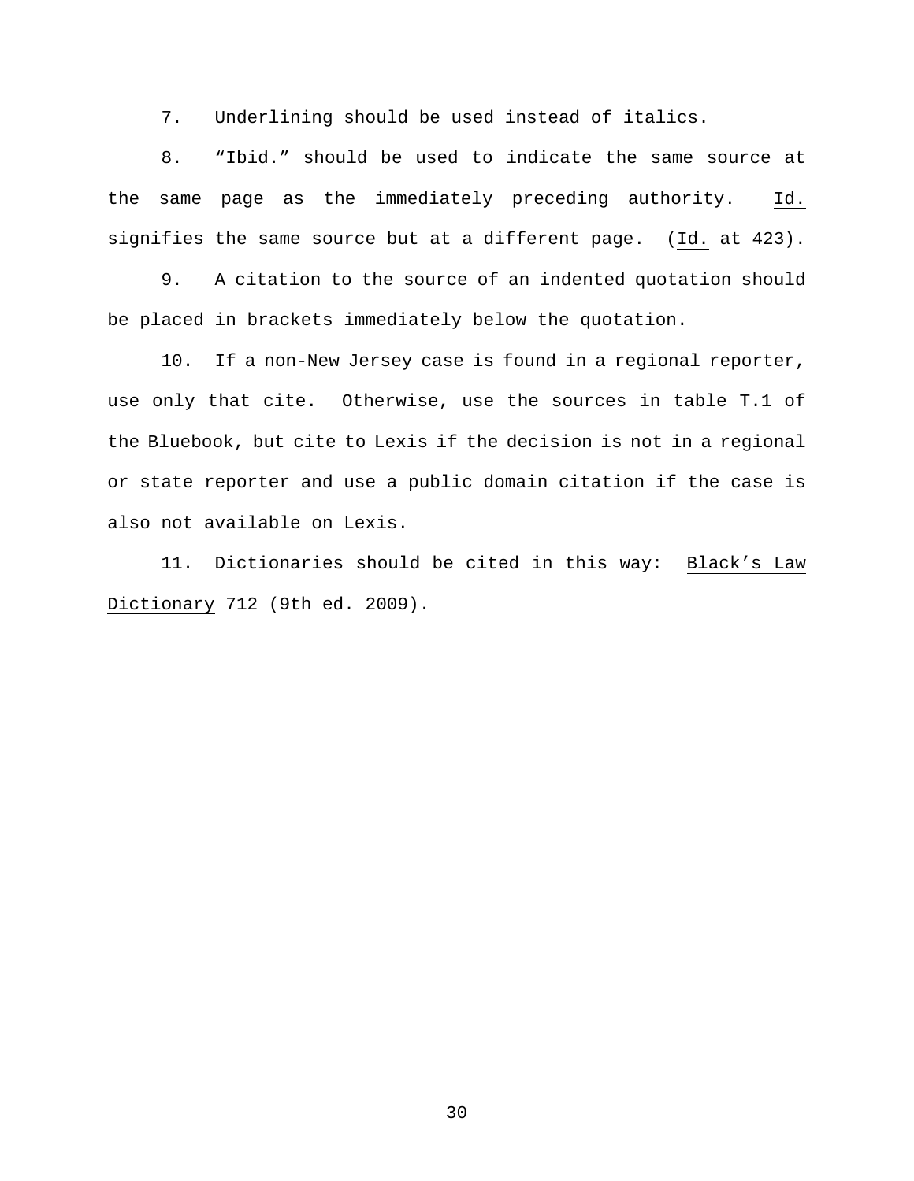7. Underlining should be used instead of italics.

8. "<u>Ibid.</u>" should be used to indicate the same source at the same page as the immediately preceding authority. <u>Id.</u> signifies the same source but at a different page. (<u>Id.</u> at 423).

9. A citation to the source of an indented quotation should be placed in brackets immediately below the quotation.

10. If a non-New Jersey case is found in a regional reporter, use only that cite. Otherwise, use the sources in table T.1 of the Bluebook, but cite to Lexis if the decision is not in a regional or state reporter and use a public domain citation if the case is also not available on Lexis.

11. Dictionaries should be cited in this way: <u>Black's Law Dictionary</u> 712 (9th ed. 2009).